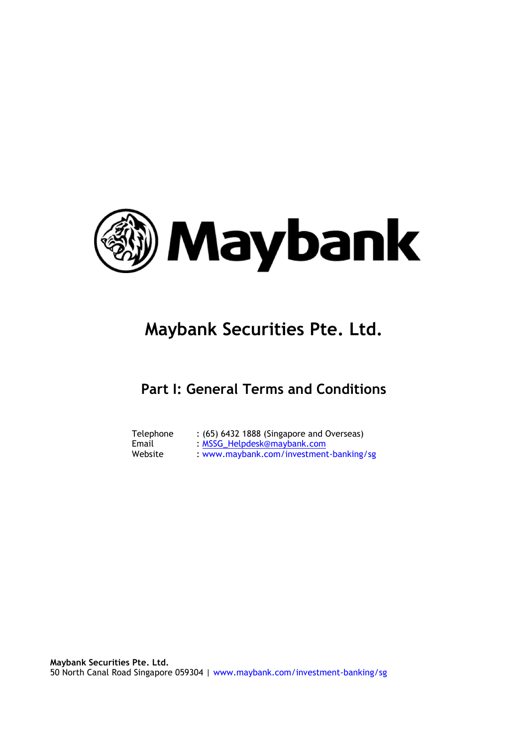Maybank

# Maybank Securities Pte. Ltd.

## Part I: General Terms and Conditions

| | |
|---|---|
| Telephone | : (65) 6432 1888 (Singapore and Overseas) |
| Email | : MSSG_Helpdesk@maybank.com |
| Website | : www.maybank.com/investment-banking/sg |

**Maybank Securities Pte. Ltd.**
50 North Canal Road Singapore 059304 | www.maybank.com/investment-banking/sg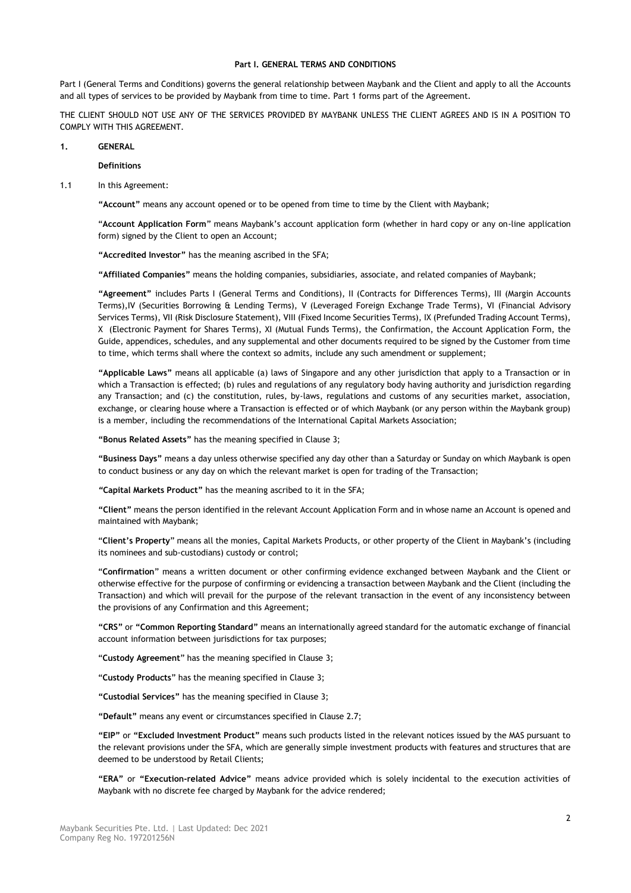## Part I. GENERAL TERMS AND CONDITIONS

Part I (General Terms and Conditions) governs the general relationship between Maybank and the Client and apply to all the Accounts and all types of services to be provided by Maybank from time to time. Part 1 forms part of the Agreement.

THE CLIENT SHOULD NOT USE ANY OF THE SERVICES PROVIDED BY MAYBANK UNLESS THE CLIENT AGREES AND IS IN A POSITION TO COMPLY WITH THIS AGREEMENT.

### 1. GENERAL

**Definitions**

1.1 In this Agreement:

**"Account"** means any account opened or to be opened from time to time by the Client with Maybank;

**"Account Application Form"** means Maybank's account application form (whether in hard copy or any on-line application form) signed by the Client to open an Account;

**"Accredited Investor"** has the meaning ascribed in the SFA;

**"Affiliated Companies"** means the holding companies, subsidiaries, associate, and related companies of Maybank;

**"Agreement"** includes Parts I (General Terms and Conditions), II (Contracts for Differences Terms), III (Margin Accounts Terms),IV (Securities Borrowing & Lending Terms), V (Leveraged Foreign Exchange Trade Terms), VI (Financial Advisory Services Terms), VII (Risk Disclosure Statement), VIII (Fixed Income Securities Terms), IX (Prefunded Trading Account Terms), X (Electronic Payment for Shares Terms), XI (Mutual Funds Terms), the Confirmation, the Account Application Form, the Guide, appendices, schedules, and any supplemental and other documents required to be signed by the Customer from time to time, which terms shall where the context so admits, include any such amendment or supplement;

**"Applicable Laws"** means all applicable (a) laws of Singapore and any other jurisdiction that apply to a Transaction or in which a Transaction is effected; (b) rules and regulations of any regulatory body having authority and jurisdiction regarding any Transaction; and (c) the constitution, rules, by-laws, regulations and customs of any securities market, association, exchange, or clearing house where a Transaction is effected or of which Maybank (or any person within the Maybank group) is a member, including the recommendations of the International Capital Markets Association;

**"Bonus Related Assets"** has the meaning specified in Clause 3;

**"Business Days"** means a day unless otherwise specified any day other than a Saturday or Sunday on which Maybank is open to conduct business or any day on which the relevant market is open for trading of the Transaction;

**"Capital Markets Product"** has the meaning ascribed to it in the SFA;

**"Client"** means the person identified in the relevant Account Application Form and in whose name an Account is opened and maintained with Maybank;

**"Client's Property"** means all the monies, Capital Markets Products, or other property of the Client in Maybank's (including its nominees and sub-custodians) custody or control;

**"Confirmation"** means a written document or other confirming evidence exchanged between Maybank and the Client or otherwise effective for the purpose of confirming or evidencing a transaction between Maybank and the Client (including the Transaction) and which will prevail for the purpose of the relevant transaction in the event of any inconsistency between the provisions of any Confirmation and this Agreement;

**"CRS"** or **"Common Reporting Standard"** means an internationally agreed standard for the automatic exchange of financial account information between jurisdictions for tax purposes;

**"Custody Agreement"** has the meaning specified in Clause 3;

**"Custody Products"** has the meaning specified in Clause 3;

**"Custodial Services"** has the meaning specified in Clause 3;

**"Default"** means any event or circumstances specified in Clause 2.7;

**"EIP"** or **"Excluded Investment Product"** means such products listed in the relevant notices issued by the MAS pursuant to the relevant provisions under the SFA, which are generally simple investment products with features and structures that are deemed to be understood by Retail Clients;

**"ERA"** or **"Execution-related Advice"** means advice provided which is solely incidental to the execution activities of Maybank with no discrete fee charged by Maybank for the advice rendered;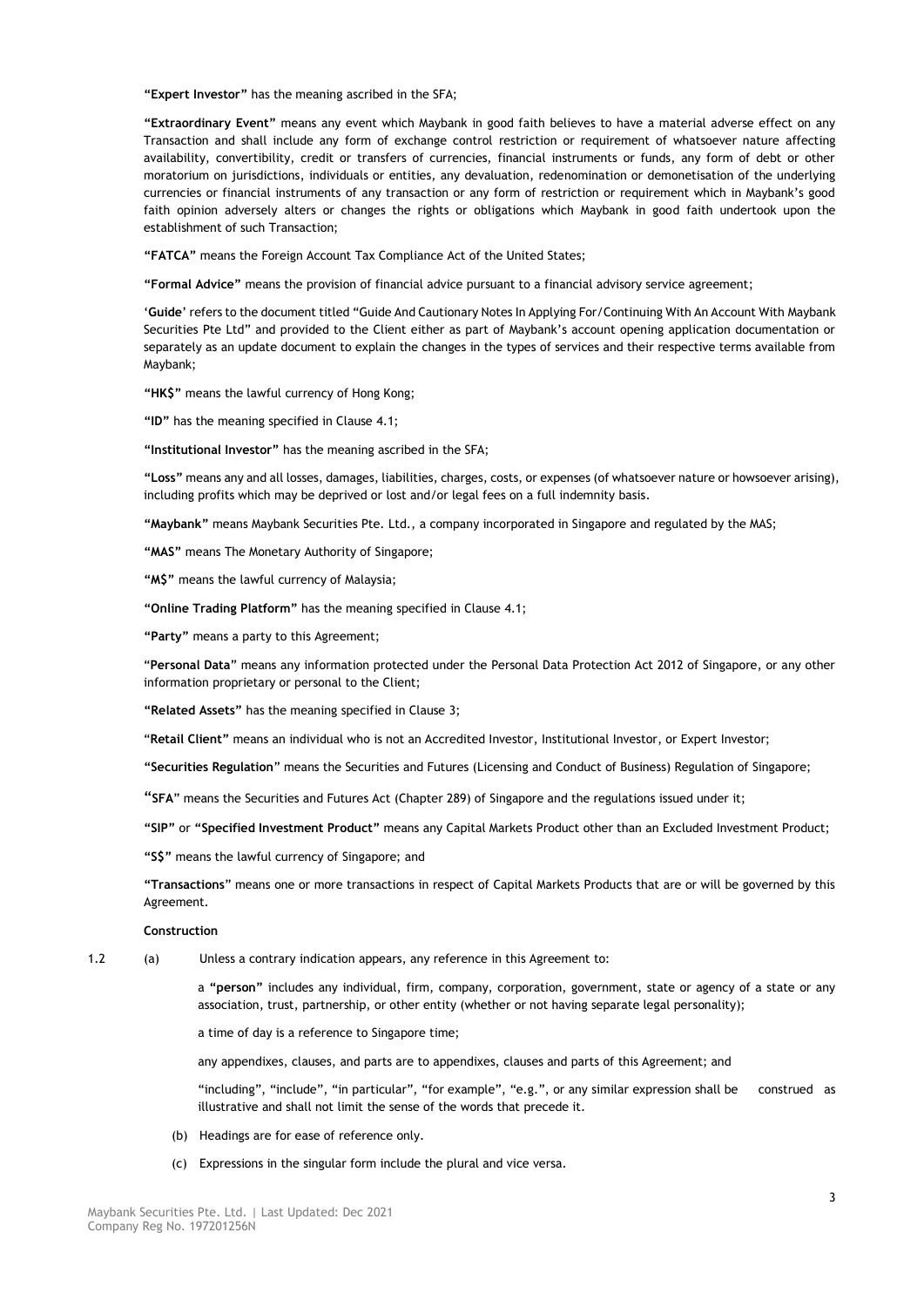**"Expert Investor"** has the meaning ascribed in the SFA;

**"Extraordinary Event"** means any event which Maybank in good faith believes to have a material adverse effect on any Transaction and shall include any form of exchange control restriction or requirement of whatsoever nature affecting availability, convertibility, credit or transfers of currencies, financial instruments or funds, any form of debt or other moratorium on jurisdictions, individuals or entities, any devaluation, redenomination or demonetisation of the underlying currencies or financial instruments of any transaction or any form of restriction or requirement which in Maybank's good faith opinion adversely alters or changes the rights or obligations which Maybank in good faith undertook upon the establishment of such Transaction;

**"FATCA"** means the Foreign Account Tax Compliance Act of the United States;

**"Formal Advice"** means the provision of financial advice pursuant to a financial advisory service agreement;

'**Guide**' refers to the document titled "Guide And Cautionary Notes In Applying For/Continuing With An Account With Maybank Securities Pte Ltd" and provided to the Client either as part of Maybank's account opening application documentation or separately as an update document to explain the changes in the types of services and their respective terms available from Maybank;

**"HK$"** means the lawful currency of Hong Kong;

**"ID"** has the meaning specified in Clause 4.1;

**"Institutional Investor"** has the meaning ascribed in the SFA;

**"Loss"** means any and all losses, damages, liabilities, charges, costs, or expenses (of whatsoever nature or howsoever arising), including profits which may be deprived or lost and/or legal fees on a full indemnity basis.

**"Maybank"** means Maybank Securities Pte. Ltd., a company incorporated in Singapore and regulated by the MAS;

**"MAS"** means The Monetary Authority of Singapore;

**"M$"** means the lawful currency of Malaysia;

**"Online Trading Platform"** has the meaning specified in Clause 4.1;

**"Party"** means a party to this Agreement;

"**Personal Data**" means any information protected under the Personal Data Protection Act 2012 of Singapore, or any other information proprietary or personal to the Client;

**"Related Assets"** has the meaning specified in Clause 3;

"**Retail Client"** means an individual who is not an Accredited Investor, Institutional Investor, or Expert Investor;

**"Securities Regulation**" means the Securities and Futures (Licensing and Conduct of Business) Regulation of Singapore;

"**SFA**" means the Securities and Futures Act (Chapter 289) of Singapore and the regulations issued under it;

**"SIP"** or **"Specified Investment Product"** means any Capital Markets Product other than an Excluded Investment Product;

**"S$"** means the lawful currency of Singapore; and

**"Transactions**" means one or more transactions in respect of Capital Markets Products that are or will be governed by this Agreement.

**Construction**

1.2 (a) Unless a contrary indication appears, any reference in this Agreement to:

a **"person"** includes any individual, firm, company, corporation, government, state or agency of a state or any association, trust, partnership, or other entity (whether or not having separate legal personality);

a time of day is a reference to Singapore time;

any appendixes, clauses, and parts are to appendixes, clauses and parts of this Agreement; and

"including", "include", "in particular", "for example", "e.g.", or any similar expression shall be construed as illustrative and shall not limit the sense of the words that precede it.

(b) Headings are for ease of reference only.

(c) Expressions in the singular form include the plural and vice versa.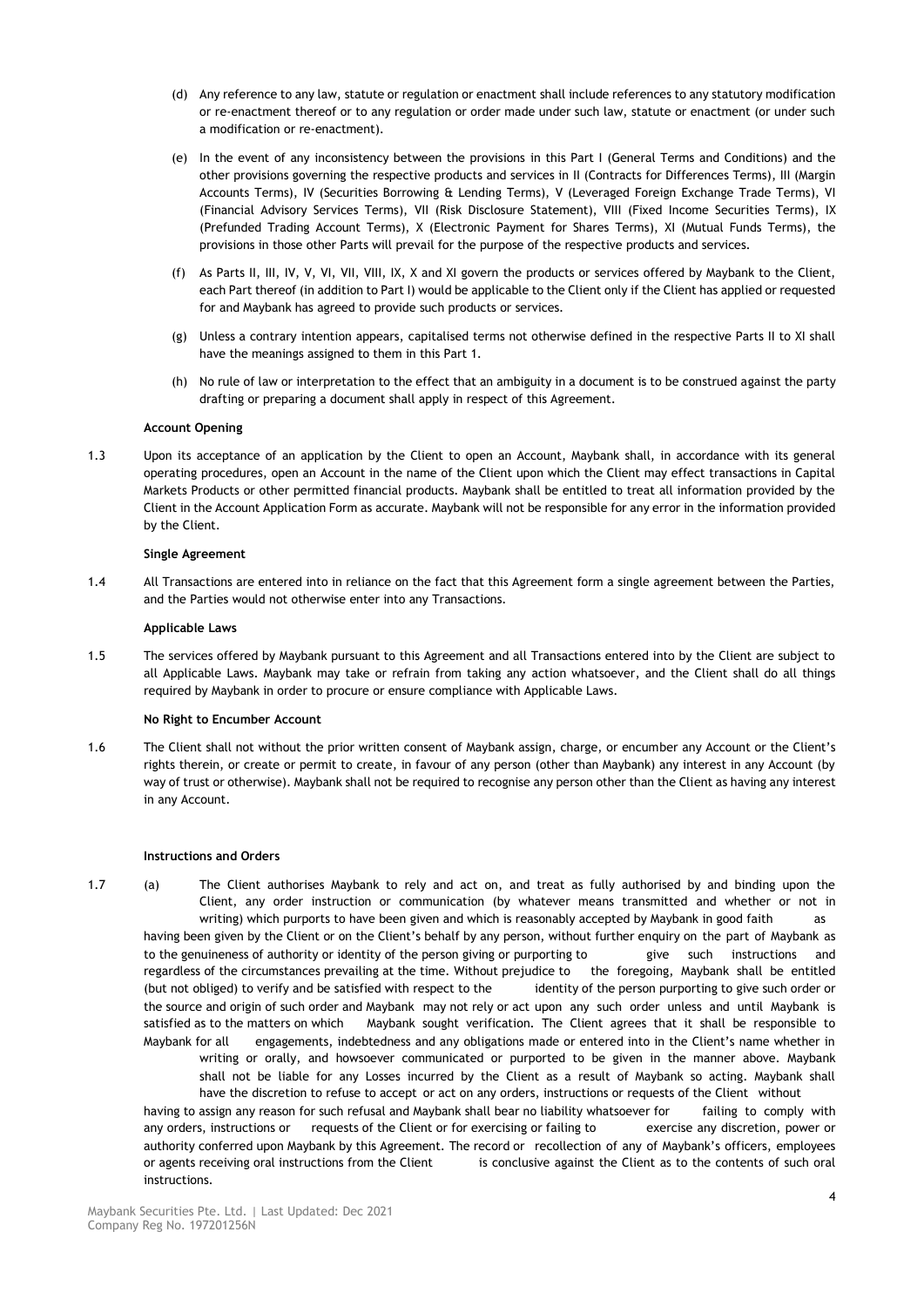(d) Any reference to any law, statute or regulation or enactment shall include references to any statutory modification or re-enactment thereof or to any regulation or order made under such law, statute or enactment (or under such a modification or re-enactment).

(e) In the event of any inconsistency between the provisions in this Part I (General Terms and Conditions) and the other provisions governing the respective products and services in II (Contracts for Differences Terms), III (Margin Accounts Terms), IV (Securities Borrowing & Lending Terms), V (Leveraged Foreign Exchange Trade Terms), VI (Financial Advisory Services Terms), VII (Risk Disclosure Statement), VIII (Fixed Income Securities Terms), IX (Prefunded Trading Account Terms), X (Electronic Payment for Shares Terms), XI (Mutual Funds Terms), the provisions in those other Parts will prevail for the purpose of the respective products and services.

(f) As Parts II, III, IV, V, VI, VII, VIII, IX, X and XI govern the products or services offered by Maybank to the Client, each Part thereof (in addition to Part I) would be applicable to the Client only if the Client has applied or requested for and Maybank has agreed to provide such products or services.

(g) Unless a contrary intention appears, capitalised terms not otherwise defined in the respective Parts II to XI shall have the meanings assigned to them in this Part 1.

(h) No rule of law or interpretation to the effect that an ambiguity in a document is to be construed against the party drafting or preparing a document shall apply in respect of this Agreement.

**Account Opening**

1.3 Upon its acceptance of an application by the Client to open an Account, Maybank shall, in accordance with its general operating procedures, open an Account in the name of the Client upon which the Client may effect transactions in Capital Markets Products or other permitted financial products. Maybank shall be entitled to treat all information provided by the Client in the Account Application Form as accurate. Maybank will not be responsible for any error in the information provided by the Client.

**Single Agreement**

1.4 All Transactions are entered into in reliance on the fact that this Agreement form a single agreement between the Parties, and the Parties would not otherwise enter into any Transactions.

**Applicable Laws**

1.5 The services offered by Maybank pursuant to this Agreement and all Transactions entered into by the Client are subject to all Applicable Laws. Maybank may take or refrain from taking any action whatsoever, and the Client shall do all things required by Maybank in order to procure or ensure compliance with Applicable Laws.

**No Right to Encumber Account**

1.6 The Client shall not without the prior written consent of Maybank assign, charge, or encumber any Account or the Client's rights therein, or create or permit to create, in favour of any person (other than Maybank) any interest in any Account (by way of trust or otherwise). Maybank shall not be required to recognise any person other than the Client as having any interest in any Account.

**Instructions and Orders**

1.7 (a) The Client authorises Maybank to rely and act on, and treat as fully authorised by and binding upon the Client, any order instruction or communication (by whatever means transmitted and whether or not in writing) which purports to have been given and which is reasonably accepted by Maybank in good faith as having been given by the Client or on the Client's behalf by any person, without further enquiry on the part of Maybank as to the genuineness of authority or identity of the person giving or purporting to give such instructions and regardless of the circumstances prevailing at the time. Without prejudice to the foregoing, Maybank shall be entitled (but not obliged) to verify and be satisfied with respect to the identity of the person purporting to give such order or the source and origin of such order and Maybank may not rely or act upon any such order unless and until Maybank is satisfied as to the matters on which Maybank sought verification. The Client agrees that it shall be responsible to Maybank for all engagements, indebtedness and any obligations made or entered into in the Client's name whether in writing or orally, and howsoever communicated or purported to be given in the manner above. Maybank shall not be liable for any Losses incurred by the Client as a result of Maybank so acting. Maybank shall have the discretion to refuse to accept or act on any orders, instructions or requests of the Client without having to assign any reason for such refusal and Maybank shall bear no liability whatsoever for failing to comply with any orders, instructions or requests of the Client or for exercising or failing to exercise any discretion, power or authority conferred upon Maybank by this Agreement. The record or recollection of any of Maybank's officers, employees or agents receiving oral instructions from the Client is conclusive against the Client as to the contents of such oral instructions.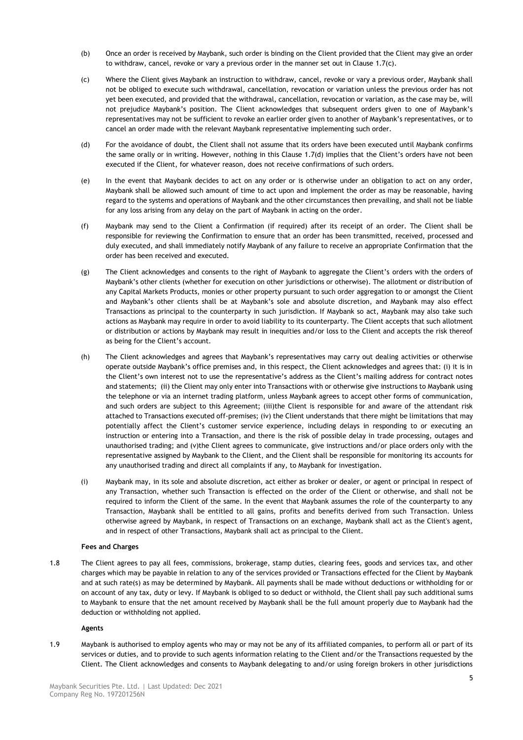(b) Once an order is received by Maybank, such order is binding on the Client provided that the Client may give an order to withdraw, cancel, revoke or vary a previous order in the manner set out in Clause 1.7(c).

(c) Where the Client gives Maybank an instruction to withdraw, cancel, revoke or vary a previous order, Maybank shall not be obliged to execute such withdrawal, cancellation, revocation or variation unless the previous order has not yet been executed, and provided that the withdrawal, cancellation, revocation or variation, as the case may be, will not prejudice Maybank's position. The Client acknowledges that subsequent orders given to one of Maybank's representatives may not be sufficient to revoke an earlier order given to another of Maybank's representatives, or to cancel an order made with the relevant Maybank representative implementing such order.

(d) For the avoidance of doubt, the Client shall not assume that its orders have been executed until Maybank confirms the same orally or in writing. However, nothing in this Clause 1.7(d) implies that the Client's orders have not been executed if the Client, for whatever reason, does not receive confirmations of such orders.

(e) In the event that Maybank decides to act on any order or is otherwise under an obligation to act on any order, Maybank shall be allowed such amount of time to act upon and implement the order as may be reasonable, having regard to the systems and operations of Maybank and the other circumstances then prevailing, and shall not be liable for any loss arising from any delay on the part of Maybank in acting on the order.

(f) Maybank may send to the Client a Confirmation (if required) after its receipt of an order. The Client shall be responsible for reviewing the Confirmation to ensure that an order has been transmitted, received, processed and duly executed, and shall immediately notify Maybank of any failure to receive an appropriate Confirmation that the order has been received and executed.

(g) The Client acknowledges and consents to the right of Maybank to aggregate the Client's orders with the orders of Maybank's other clients (whether for execution on other jurisdictions or otherwise). The allotment or distribution of any Capital Markets Products, monies or other property pursuant to such order aggregation to or amongst the Client and Maybank's other clients shall be at Maybank's sole and absolute discretion, and Maybank may also effect Transactions as principal to the counterparty in such jurisdiction. If Maybank so act, Maybank may also take such actions as Maybank may require in order to avoid liability to its counterparty. The Client accepts that such allotment or distribution or actions by Maybank may result in inequities and/or loss to the Client and accepts the risk thereof as being for the Client's account.

(h) The Client acknowledges and agrees that Maybank's representatives may carry out dealing activities or otherwise operate outside Maybank's office premises and, in this respect, the Client acknowledges and agrees that: (i) it is in the Client's own interest not to use the representative's address as the Client's mailing address for contract notes and statements; (ii) the Client may only enter into Transactions with or otherwise give instructions to Maybank using the telephone or via an internet trading platform, unless Maybank agrees to accept other forms of communication, and such orders are subject to this Agreement; (iii)the Client is responsible for and aware of the attendant risk attached to Transactions executed off-premises; (iv) the Client understands that there might be limitations that may potentially affect the Client's customer service experience, including delays in responding to or executing an instruction or entering into a Transaction, and there is the risk of possible delay in trade processing, outages and unauthorised trading; and (v)the Client agrees to communicate, give instructions and/or place orders only with the representative assigned by Maybank to the Client, and the Client shall be responsible for monitoring its accounts for any unauthorised trading and direct all complaints if any, to Maybank for investigation.

(i) Maybank may, in its sole and absolute discretion, act either as broker or dealer, or agent or principal in respect of any Transaction, whether such Transaction is effected on the order of the Client or otherwise, and shall not be required to inform the Client of the same. In the event that Maybank assumes the role of the counterparty to any Transaction, Maybank shall be entitled to all gains, profits and benefits derived from such Transaction. Unless otherwise agreed by Maybank, in respect of Transactions on an exchange, Maybank shall act as the Client's agent, and in respect of other Transactions, Maybank shall act as principal to the Client.

**Fees and Charges**

1.8 The Client agrees to pay all fees, commissions, brokerage, stamp duties, clearing fees, goods and services tax, and other charges which may be payable in relation to any of the services provided or Transactions effected for the Client by Maybank and at such rate(s) as may be determined by Maybank. All payments shall be made without deductions or withholding for or on account of any tax, duty or levy. If Maybank is obliged to so deduct or withhold, the Client shall pay such additional sums to Maybank to ensure that the net amount received by Maybank shall be the full amount properly due to Maybank had the deduction or withholding not applied.

**Agents**

1.9 Maybank is authorised to employ agents who may or may not be any of its affiliated companies, to perform all or part of its services or duties, and to provide to such agents information relating to the Client and/or the Transactions requested by the Client. The Client acknowledges and consents to Maybank delegating to and/or using foreign brokers in other jurisdictions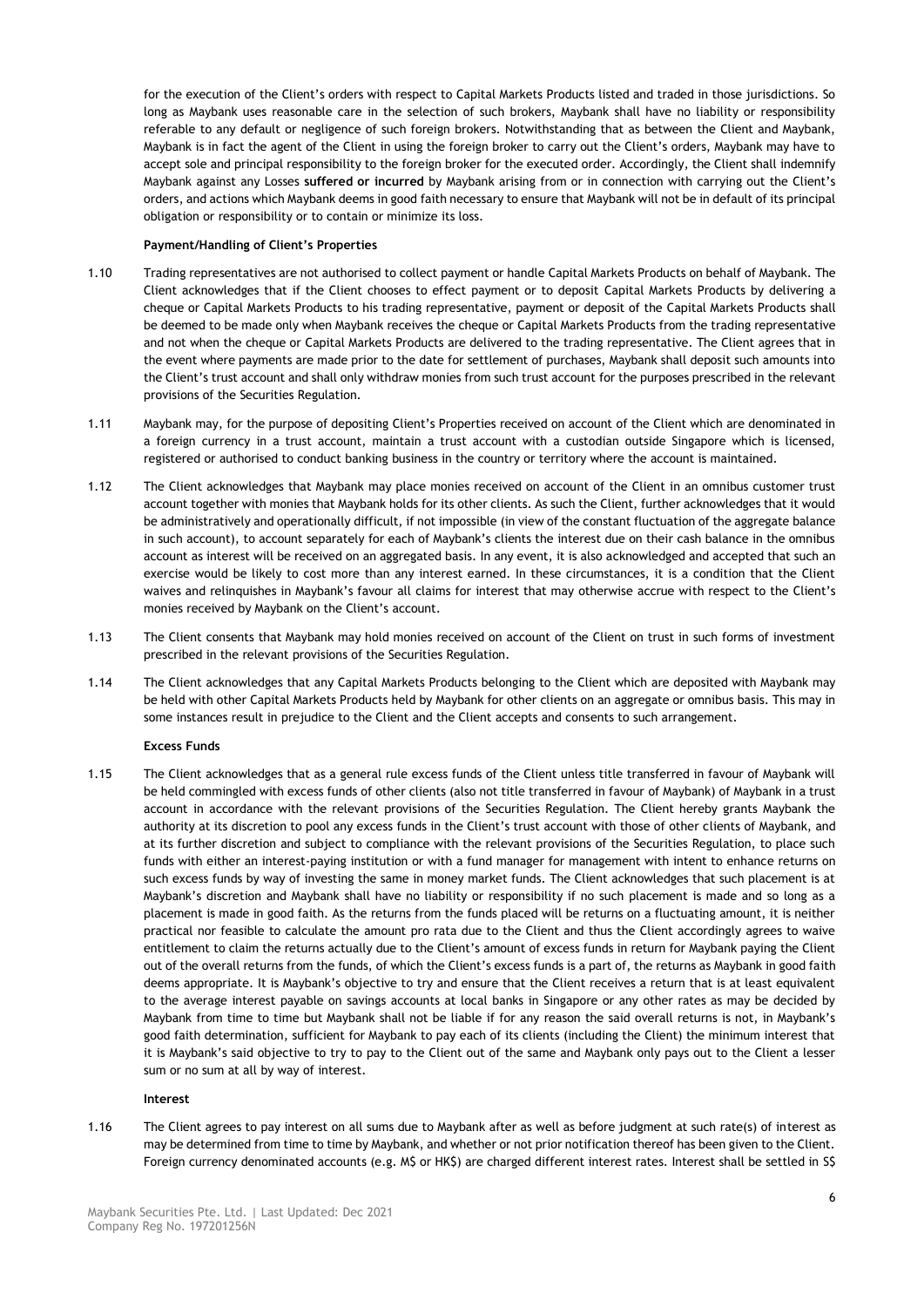for the execution of the Client's orders with respect to Capital Markets Products listed and traded in those jurisdictions. So long as Maybank uses reasonable care in the selection of such brokers, Maybank shall have no liability or responsibility referable to any default or negligence of such foreign brokers. Notwithstanding that as between the Client and Maybank, Maybank is in fact the agent of the Client in using the foreign broker to carry out the Client's orders, Maybank may have to accept sole and principal responsibility to the foreign broker for the executed order. Accordingly, the Client shall indemnify Maybank against any Losses **suffered or incurred** by Maybank arising from or in connection with carrying out the Client's orders, and actions which Maybank deems in good faith necessary to ensure that Maybank will not be in default of its principal obligation or responsibility or to contain or minimize its loss.

**Payment/Handling of Client's Properties**

1.10 Trading representatives are not authorised to collect payment or handle Capital Markets Products on behalf of Maybank. The Client acknowledges that if the Client chooses to effect payment or to deposit Capital Markets Products by delivering a cheque or Capital Markets Products to his trading representative, payment or deposit of the Capital Markets Products shall be deemed to be made only when Maybank receives the cheque or Capital Markets Products from the trading representative and not when the cheque or Capital Markets Products are delivered to the trading representative. The Client agrees that in the event where payments are made prior to the date for settlement of purchases, Maybank shall deposit such amounts into the Client's trust account and shall only withdraw monies from such trust account for the purposes prescribed in the relevant provisions of the Securities Regulation.

1.11 Maybank may, for the purpose of depositing Client's Properties received on account of the Client which are denominated in a foreign currency in a trust account, maintain a trust account with a custodian outside Singapore which is licensed, registered or authorised to conduct banking business in the country or territory where the account is maintained.

1.12 The Client acknowledges that Maybank may place monies received on account of the Client in an omnibus customer trust account together with monies that Maybank holds for its other clients. As such the Client, further acknowledges that it would be administratively and operationally difficult, if not impossible (in view of the constant fluctuation of the aggregate balance in such account), to account separately for each of Maybank's clients the interest due on their cash balance in the omnibus account as interest will be received on an aggregated basis. In any event, it is also acknowledged and accepted that such an exercise would be likely to cost more than any interest earned. In these circumstances, it is a condition that the Client waives and relinquishes in Maybank's favour all claims for interest that may otherwise accrue with respect to the Client's monies received by Maybank on the Client's account.

1.13 The Client consents that Maybank may hold monies received on account of the Client on trust in such forms of investment prescribed in the relevant provisions of the Securities Regulation.

1.14 The Client acknowledges that any Capital Markets Products belonging to the Client which are deposited with Maybank may be held with other Capital Markets Products held by Maybank for other clients on an aggregate or omnibus basis. This may in some instances result in prejudice to the Client and the Client accepts and consents to such arrangement.

**Excess Funds**

1.15 The Client acknowledges that as a general rule excess funds of the Client unless title transferred in favour of Maybank will be held commingled with excess funds of other clients (also not title transferred in favour of Maybank) of Maybank in a trust account in accordance with the relevant provisions of the Securities Regulation. The Client hereby grants Maybank the authority at its discretion to pool any excess funds in the Client's trust account with those of other clients of Maybank, and at its further discretion and subject to compliance with the relevant provisions of the Securities Regulation, to place such funds with either an interest-paying institution or with a fund manager for management with intent to enhance returns on such excess funds by way of investing the same in money market funds. The Client acknowledges that such placement is at Maybank's discretion and Maybank shall have no liability or responsibility if no such placement is made and so long as a placement is made in good faith. As the returns from the funds placed will be returns on a fluctuating amount, it is neither practical nor feasible to calculate the amount pro rata due to the Client and thus the Client accordingly agrees to waive entitlement to claim the returns actually due to the Client's amount of excess funds in return for Maybank paying the Client out of the overall returns from the funds, of which the Client's excess funds is a part of, the returns as Maybank in good faith deems appropriate. It is Maybank's objective to try and ensure that the Client receives a return that is at least equivalent to the average interest payable on savings accounts at local banks in Singapore or any other rates as may be decided by Maybank from time to time but Maybank shall not be liable if for any reason the said overall returns is not, in Maybank's good faith determination, sufficient for Maybank to pay each of its clients (including the Client) the minimum interest that it is Maybank's said objective to try to pay to the Client out of the same and Maybank only pays out to the Client a lesser sum or no sum at all by way of interest.

**Interest**

1.16 The Client agrees to pay interest on all sums due to Maybank after as well as before judgment at such rate(s) of interest as may be determined from time to time by Maybank, and whether or not prior notification thereof has been given to the Client. Foreign currency denominated accounts (e.g. M$ or HK$) are charged different interest rates. Interest shall be settled in S$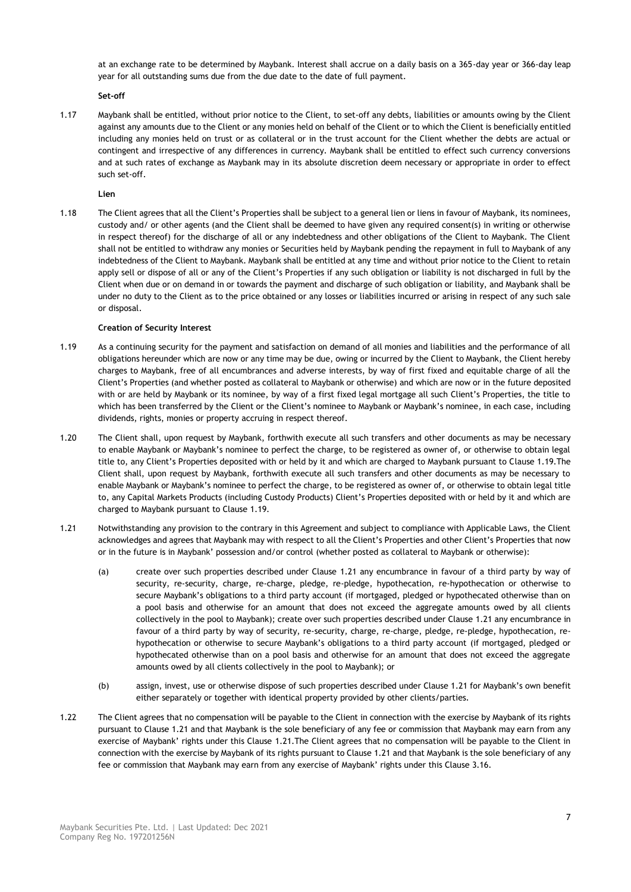at an exchange rate to be determined by Maybank. Interest shall accrue on a daily basis on a 365-day year or 366-day leap year for all outstanding sums due from the due date to the date of full payment.

**Set-off**

1.17 Maybank shall be entitled, without prior notice to the Client, to set-off any debts, liabilities or amounts owing by the Client against any amounts due to the Client or any monies held on behalf of the Client or to which the Client is beneficially entitled including any monies held on trust or as collateral or in the trust account for the Client whether the debts are actual or contingent and irrespective of any differences in currency. Maybank shall be entitled to effect such currency conversions and at such rates of exchange as Maybank may in its absolute discretion deem necessary or appropriate in order to effect such set-off.

**Lien**

1.18 The Client agrees that all the Client's Properties shall be subject to a general lien or liens in favour of Maybank, its nominees, custody and/ or other agents (and the Client shall be deemed to have given any required consent(s) in writing or otherwise in respect thereof) for the discharge of all or any indebtedness and other obligations of the Client to Maybank. The Client shall not be entitled to withdraw any monies or Securities held by Maybank pending the repayment in full to Maybank of any indebtedness of the Client to Maybank. Maybank shall be entitled at any time and without prior notice to the Client to retain apply sell or dispose of all or any of the Client's Properties if any such obligation or liability is not discharged in full by the Client when due or on demand in or towards the payment and discharge of such obligation or liability, and Maybank shall be under no duty to the Client as to the price obtained or any losses or liabilities incurred or arising in respect of any such sale or disposal.

**Creation of Security Interest**

1.19 As a continuing security for the payment and satisfaction on demand of all monies and liabilities and the performance of all obligations hereunder which are now or any time may be due, owing or incurred by the Client to Maybank, the Client hereby charges to Maybank, free of all encumbrances and adverse interests, by way of first fixed and equitable charge of all the Client's Properties (and whether posted as collateral to Maybank or otherwise) and which are now or in the future deposited with or are held by Maybank or its nominee, by way of a first fixed legal mortgage all such Client's Properties, the title to which has been transferred by the Client or the Client's nominee to Maybank or Maybank's nominee, in each case, including dividends, rights, monies or property accruing in respect thereof.

1.20 The Client shall, upon request by Maybank, forthwith execute all such transfers and other documents as may be necessary to enable Maybank or Maybank's nominee to perfect the charge, to be registered as owner of, or otherwise to obtain legal title to, any Client's Properties deposited with or held by it and which are charged to Maybank pursuant to Clause 1.19.The Client shall, upon request by Maybank, forthwith execute all such transfers and other documents as may be necessary to enable Maybank or Maybank's nominee to perfect the charge, to be registered as owner of, or otherwise to obtain legal title to, any Capital Markets Products (including Custody Products) Client's Properties deposited with or held by it and which are charged to Maybank pursuant to Clause 1.19.

1.21 Notwithstanding any provision to the contrary in this Agreement and subject to compliance with Applicable Laws, the Client acknowledges and agrees that Maybank may with respect to all the Client's Properties and other Client's Properties that now or in the future is in Maybank' possession and/or control (whether posted as collateral to Maybank or otherwise):

(a) create over such properties described under Clause 1.21 any encumbrance in favour of a third party by way of security, re-security, charge, re-charge, pledge, re-pledge, hypothecation, re-hypothecation or otherwise to secure Maybank's obligations to a third party account (if mortgaged, pledged or hypothecated otherwise than on a pool basis and otherwise for an amount that does not exceed the aggregate amounts owed by all clients collectively in the pool to Maybank); create over such properties described under Clause 1.21 any encumbrance in favour of a third party by way of security, re-security, charge, re-charge, pledge, re-pledge, hypothecation, re-hypothecation or otherwise to secure Maybank's obligations to a third party account (if mortgaged, pledged or hypothecated otherwise than on a pool basis and otherwise for an amount that does not exceed the aggregate amounts owed by all clients collectively in the pool to Maybank); or

(b) assign, invest, use or otherwise dispose of such properties described under Clause 1.21 for Maybank's own benefit either separately or together with identical property provided by other clients/parties.

1.22 The Client agrees that no compensation will be payable to the Client in connection with the exercise by Maybank of its rights pursuant to Clause 1.21 and that Maybank is the sole beneficiary of any fee or commission that Maybank may earn from any exercise of Maybank' rights under this Clause 1.21.The Client agrees that no compensation will be payable to the Client in connection with the exercise by Maybank of its rights pursuant to Clause 1.21 and that Maybank is the sole beneficiary of any fee or commission that Maybank may earn from any exercise of Maybank' rights under this Clause 3.16.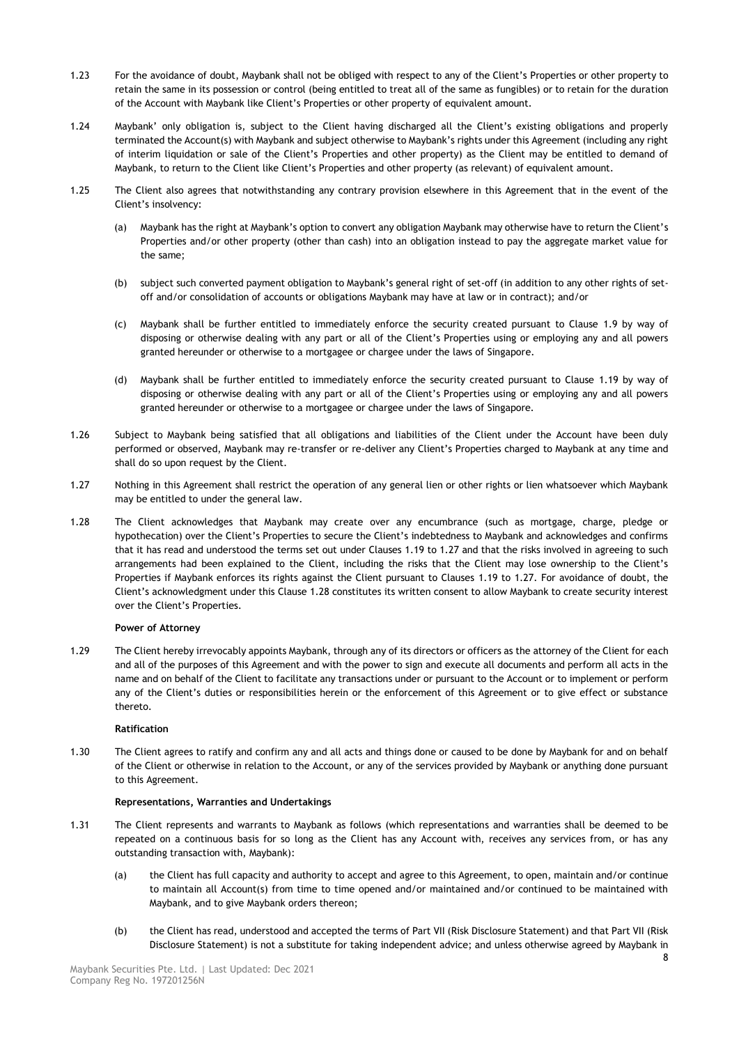1.23 For the avoidance of doubt, Maybank shall not be obliged with respect to any of the Client's Properties or other property to retain the same in its possession or control (being entitled to treat all of the same as fungibles) or to retain for the duration of the Account with Maybank like Client's Properties or other property of equivalent amount.

1.24 Maybank' only obligation is, subject to the Client having discharged all the Client's existing obligations and properly terminated the Account(s) with Maybank and subject otherwise to Maybank's rights under this Agreement (including any right of interim liquidation or sale of the Client's Properties and other property) as the Client may be entitled to demand of Maybank, to return to the Client like Client's Properties and other property (as relevant) of equivalent amount.

1.25 The Client also agrees that notwithstanding any contrary provision elsewhere in this Agreement that in the event of the Client's insolvency:

(a) Maybank has the right at Maybank's option to convert any obligation Maybank may otherwise have to return the Client's Properties and/or other property (other than cash) into an obligation instead to pay the aggregate market value for the same;

(b) subject such converted payment obligation to Maybank's general right of set-off (in addition to any other rights of set-off and/or consolidation of accounts or obligations Maybank may have at law or in contract); and/or

(c) Maybank shall be further entitled to immediately enforce the security created pursuant to Clause 1.9 by way of disposing or otherwise dealing with any part or all of the Client's Properties using or employing any and all powers granted hereunder or otherwise to a mortgagee or chargee under the laws of Singapore.

(d) Maybank shall be further entitled to immediately enforce the security created pursuant to Clause 1.19 by way of disposing or otherwise dealing with any part or all of the Client's Properties using or employing any and all powers granted hereunder or otherwise to a mortgagee or chargee under the laws of Singapore.

1.26 Subject to Maybank being satisfied that all obligations and liabilities of the Client under the Account have been duly performed or observed, Maybank may re-transfer or re-deliver any Client's Properties charged to Maybank at any time and shall do so upon request by the Client.

1.27 Nothing in this Agreement shall restrict the operation of any general lien or other rights or lien whatsoever which Maybank may be entitled to under the general law.

1.28 The Client acknowledges that Maybank may create over any encumbrance (such as mortgage, charge, pledge or hypothecation) over the Client's Properties to secure the Client's indebtedness to Maybank and acknowledges and confirms that it has read and understood the terms set out under Clauses 1.19 to 1.27 and that the risks involved in agreeing to such arrangements had been explained to the Client, including the risks that the Client may lose ownership to the Client's Properties if Maybank enforces its rights against the Client pursuant to Clauses 1.19 to 1.27. For avoidance of doubt, the Client's acknowledgment under this Clause 1.28 constitutes its written consent to allow Maybank to create security interest over the Client's Properties.

**Power of Attorney**

1.29 The Client hereby irrevocably appoints Maybank, through any of its directors or officers as the attorney of the Client for each and all of the purposes of this Agreement and with the power to sign and execute all documents and perform all acts in the name and on behalf of the Client to facilitate any transactions under or pursuant to the Account or to implement or perform any of the Client's duties or responsibilities herein or the enforcement of this Agreement or to give effect or substance thereto.

**Ratification**

1.30 The Client agrees to ratify and confirm any and all acts and things done or caused to be done by Maybank for and on behalf of the Client or otherwise in relation to the Account, or any of the services provided by Maybank or anything done pursuant to this Agreement.

**Representations, Warranties and Undertakings**

1.31 The Client represents and warrants to Maybank as follows (which representations and warranties shall be deemed to be repeated on a continuous basis for so long as the Client has any Account with, receives any services from, or has any outstanding transaction with, Maybank):

(a) the Client has full capacity and authority to accept and agree to this Agreement, to open, maintain and/or continue to maintain all Account(s) from time to time opened and/or maintained and/or continued to be maintained with Maybank, and to give Maybank orders thereon;

(b) the Client has read, understood and accepted the terms of Part VII (Risk Disclosure Statement) and that Part VII (Risk Disclosure Statement) is not a substitute for taking independent advice; and unless otherwise agreed by Maybank in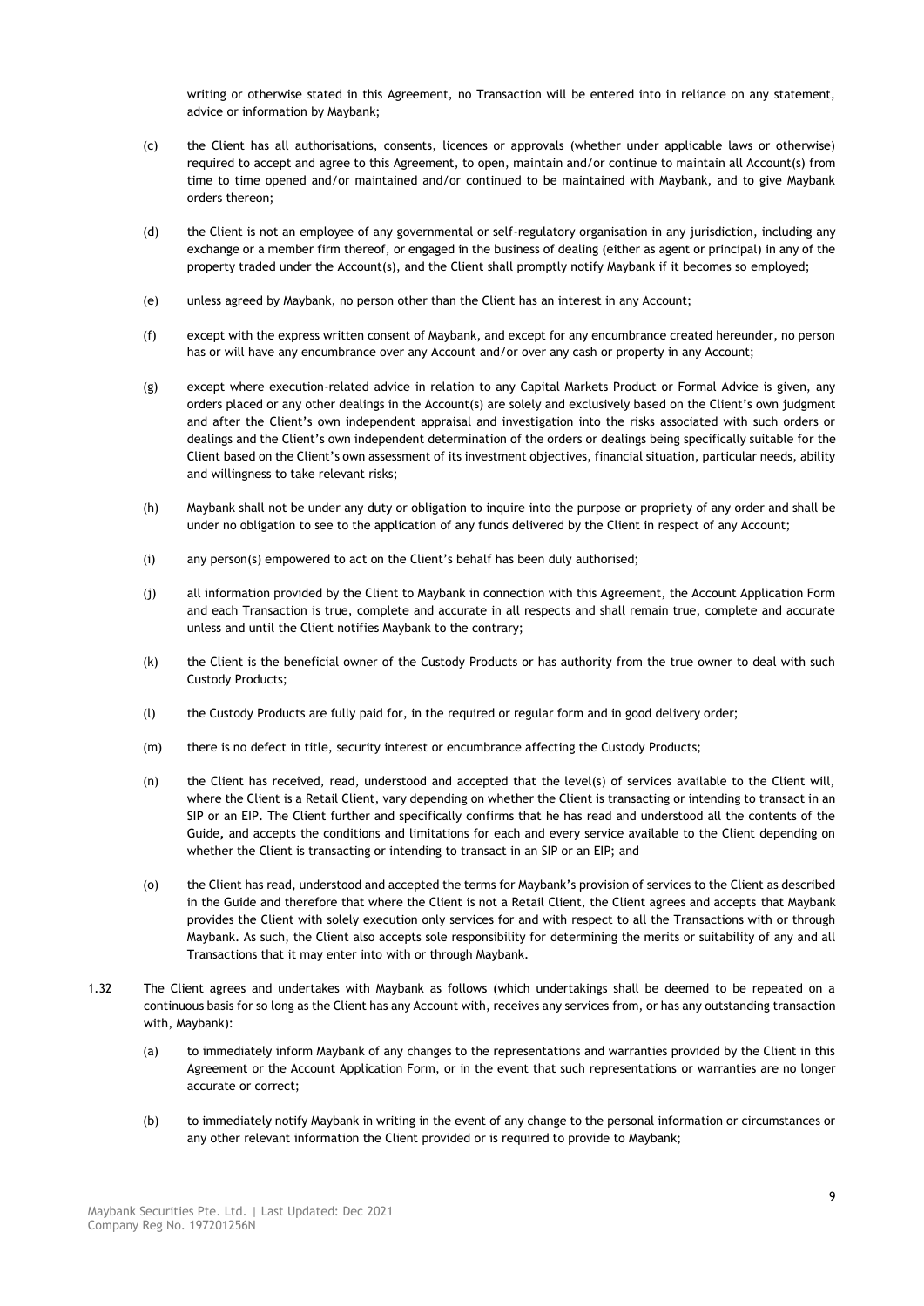writing or otherwise stated in this Agreement, no Transaction will be entered into in reliance on any statement, advice or information by Maybank;

(c) the Client has all authorisations, consents, licences or approvals (whether under applicable laws or otherwise) required to accept and agree to this Agreement, to open, maintain and/or continue to maintain all Account(s) from time to time opened and/or maintained and/or continued to be maintained with Maybank, and to give Maybank orders thereon;

(d) the Client is not an employee of any governmental or self-regulatory organisation in any jurisdiction, including any exchange or a member firm thereof, or engaged in the business of dealing (either as agent or principal) in any of the property traded under the Account(s), and the Client shall promptly notify Maybank if it becomes so employed;

(e) unless agreed by Maybank, no person other than the Client has an interest in any Account;

(f) except with the express written consent of Maybank, and except for any encumbrance created hereunder, no person has or will have any encumbrance over any Account and/or over any cash or property in any Account;

(g) except where execution-related advice in relation to any Capital Markets Product or Formal Advice is given, any orders placed or any other dealings in the Account(s) are solely and exclusively based on the Client's own judgment and after the Client's own independent appraisal and investigation into the risks associated with such orders or dealings and the Client's own independent determination of the orders or dealings being specifically suitable for the Client based on the Client's own assessment of its investment objectives, financial situation, particular needs, ability and willingness to take relevant risks;

(h) Maybank shall not be under any duty or obligation to inquire into the purpose or propriety of any order and shall be under no obligation to see to the application of any funds delivered by the Client in respect of any Account;

(i) any person(s) empowered to act on the Client's behalf has been duly authorised;

(j) all information provided by the Client to Maybank in connection with this Agreement, the Account Application Form and each Transaction is true, complete and accurate in all respects and shall remain true, complete and accurate unless and until the Client notifies Maybank to the contrary;

(k) the Client is the beneficial owner of the Custody Products or has authority from the true owner to deal with such Custody Products;

(l) the Custody Products are fully paid for, in the required or regular form and in good delivery order;

(m) there is no defect in title, security interest or encumbrance affecting the Custody Products;

(n) the Client has received, read, understood and accepted that the level(s) of services available to the Client will, where the Client is a Retail Client, vary depending on whether the Client is transacting or intending to transact in an SIP or an EIP. The Client further and specifically confirms that he has read and understood all the contents of the Guide, and accepts the conditions and limitations for each and every service available to the Client depending on whether the Client is transacting or intending to transact in an SIP or an EIP; and

(o) the Client has read, understood and accepted the terms for Maybank's provision of services to the Client as described in the Guide and therefore that where the Client is not a Retail Client, the Client agrees and accepts that Maybank provides the Client with solely execution only services for and with respect to all the Transactions with or through Maybank. As such, the Client also accepts sole responsibility for determining the merits or suitability of any and all Transactions that it may enter into with or through Maybank.

1.32 The Client agrees and undertakes with Maybank as follows (which undertakings shall be deemed to be repeated on a continuous basis for so long as the Client has any Account with, receives any services from, or has any outstanding transaction with, Maybank):

(a) to immediately inform Maybank of any changes to the representations and warranties provided by the Client in this Agreement or the Account Application Form, or in the event that such representations or warranties are no longer accurate or correct;

(b) to immediately notify Maybank in writing in the event of any change to the personal information or circumstances or any other relevant information the Client provided or is required to provide to Maybank;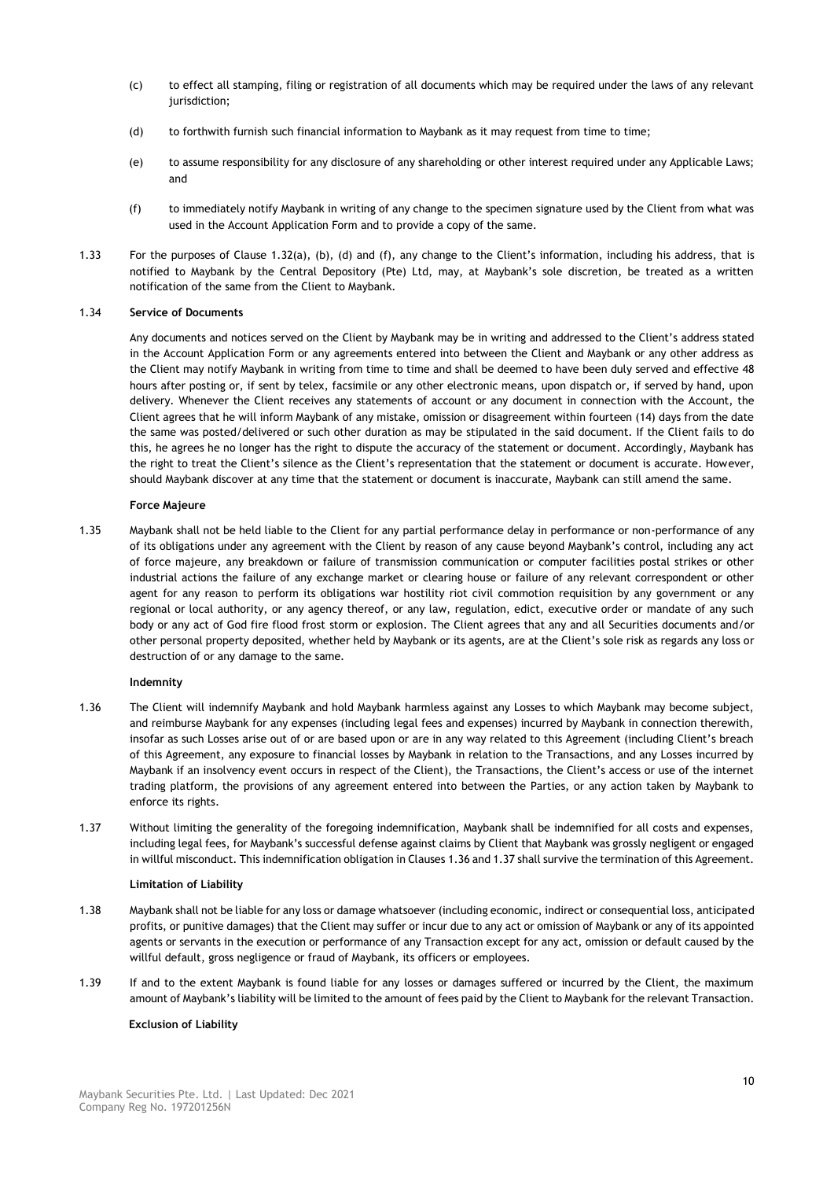(c) to effect all stamping, filing or registration of all documents which may be required under the laws of any relevant jurisdiction;

(d) to forthwith furnish such financial information to Maybank as it may request from time to time;

(e) to assume responsibility for any disclosure of any shareholding or other interest required under any Applicable Laws; and

(f) to immediately notify Maybank in writing of any change to the specimen signature used by the Client from what was used in the Account Application Form and to provide a copy of the same.

1.33 For the purposes of Clause 1.32(a), (b), (d) and (f), any change to the Client's information, including his address, that is notified to Maybank by the Central Depository (Pte) Ltd, may, at Maybank's sole discretion, be treated as a written notification of the same from the Client to Maybank.

1.34 **Service of Documents**

Any documents and notices served on the Client by Maybank may be in writing and addressed to the Client's address stated in the Account Application Form or any agreements entered into between the Client and Maybank or any other address as the Client may notify Maybank in writing from time to time and shall be deemed to have been duly served and effective 48 hours after posting or, if sent by telex, facsimile or any other electronic means, upon dispatch or, if served by hand, upon delivery. Whenever the Client receives any statements of account or any document in connection with the Account, the Client agrees that he will inform Maybank of any mistake, omission or disagreement within fourteen (14) days from the date the same was posted/delivered or such other duration as may be stipulated in the said document. If the Client fails to do this, he agrees he no longer has the right to dispute the accuracy of the statement or document. Accordingly, Maybank has the right to treat the Client's silence as the Client's representation that the statement or document is accurate. However, should Maybank discover at any time that the statement or document is inaccurate, Maybank can still amend the same.

**Force Majeure**

1.35 Maybank shall not be held liable to the Client for any partial performance delay in performance or non-performance of any of its obligations under any agreement with the Client by reason of any cause beyond Maybank's control, including any act of force majeure, any breakdown or failure of transmission communication or computer facilities postal strikes or other industrial actions the failure of any exchange market or clearing house or failure of any relevant correspondent or other agent for any reason to perform its obligations war hostility riot civil commotion requisition by any government or any regional or local authority, or any agency thereof, or any law, regulation, edict, executive order or mandate of any such body or any act of God fire flood frost storm or explosion. The Client agrees that any and all Securities documents and/or other personal property deposited, whether held by Maybank or its agents, are at the Client's sole risk as regards any loss or destruction of or any damage to the same.

**Indemnity**

1.36 The Client will indemnify Maybank and hold Maybank harmless against any Losses to which Maybank may become subject, and reimburse Maybank for any expenses (including legal fees and expenses) incurred by Maybank in connection therewith, insofar as such Losses arise out of or are based upon or are in any way related to this Agreement (including Client's breach of this Agreement, any exposure to financial losses by Maybank in relation to the Transactions, and any Losses incurred by Maybank if an insolvency event occurs in respect of the Client), the Transactions, the Client's access or use of the internet trading platform, the provisions of any agreement entered into between the Parties, or any action taken by Maybank to enforce its rights.

1.37 Without limiting the generality of the foregoing indemnification, Maybank shall be indemnified for all costs and expenses, including legal fees, for Maybank's successful defense against claims by Client that Maybank was grossly negligent or engaged in willful misconduct. This indemnification obligation in Clauses 1.36 and 1.37 shall survive the termination of this Agreement.

**Limitation of Liability**

1.38 Maybank shall not be liable for any loss or damage whatsoever (including economic, indirect or consequential loss, anticipated profits, or punitive damages) that the Client may suffer or incur due to any act or omission of Maybank or any of its appointed agents or servants in the execution or performance of any Transaction except for any act, omission or default caused by the willful default, gross negligence or fraud of Maybank, its officers or employees.

1.39 If and to the extent Maybank is found liable for any losses or damages suffered or incurred by the Client, the maximum amount of Maybank's liability will be limited to the amount of fees paid by the Client to Maybank for the relevant Transaction.

**Exclusion of Liability**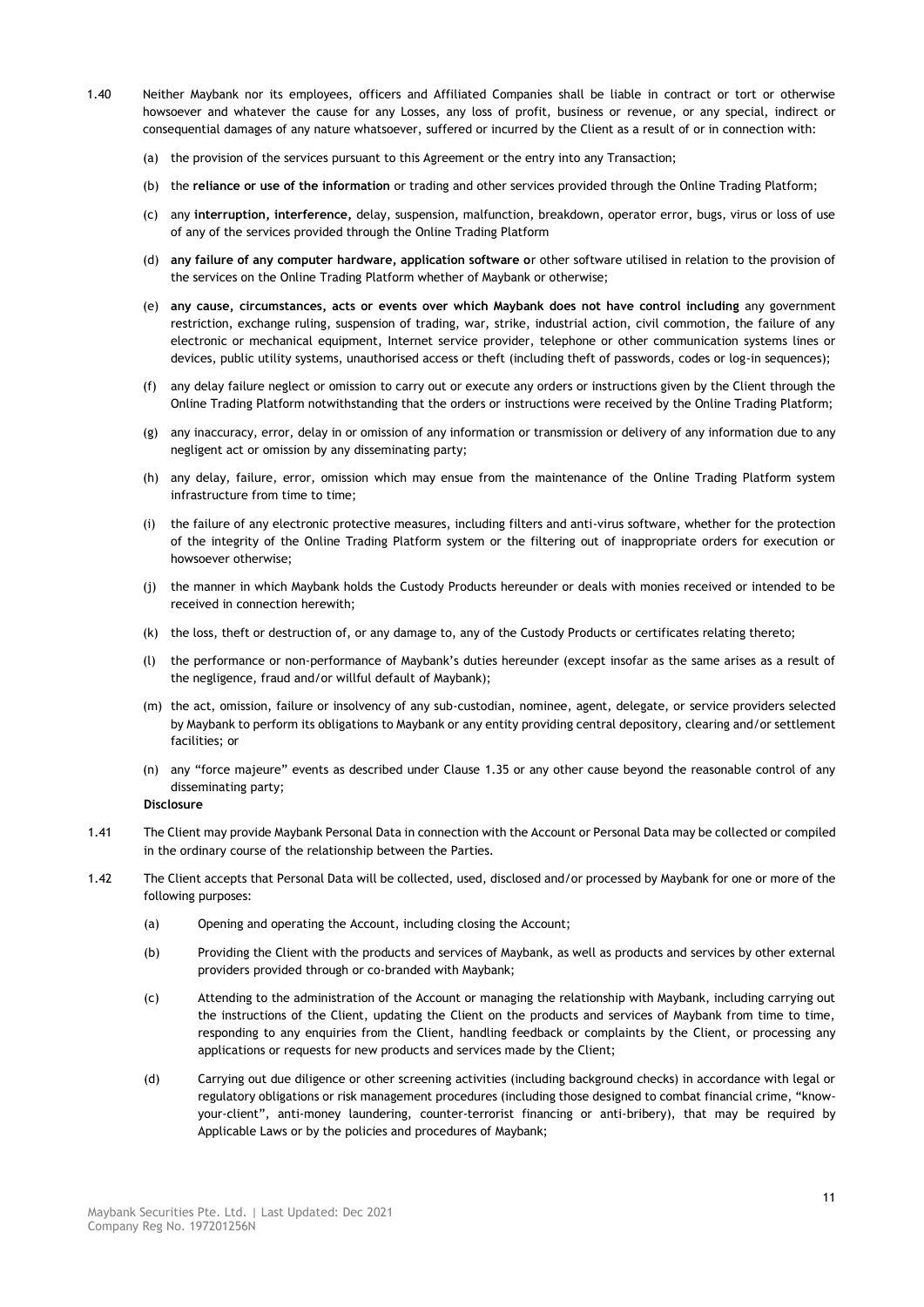1.40 Neither Maybank nor its employees, officers and Affiliated Companies shall be liable in contract or tort or otherwise howsoever and whatever the cause for any Losses, any loss of profit, business or revenue, or any special, indirect or consequential damages of any nature whatsoever, suffered or incurred by the Client as a result of or in connection with:

(a) the provision of the services pursuant to this Agreement or the entry into any Transaction;

(b) the **reliance or use of the information** or trading and other services provided through the Online Trading Platform;

(c) any **interruption, interference,** delay, suspension, malfunction, breakdown, operator error, bugs, virus or loss of use of any of the services provided through the Online Trading Platform

(d) **any failure of any computer hardware, application software o**r other software utilised in relation to the provision of the services on the Online Trading Platform whether of Maybank or otherwise;

(e) **any cause, circumstances, acts or events over which Maybank does not have control including** any government restriction, exchange ruling, suspension of trading, war, strike, industrial action, civil commotion, the failure of any electronic or mechanical equipment, Internet service provider, telephone or other communication systems lines or devices, public utility systems, unauthorised access or theft (including theft of passwords, codes or log-in sequences);

(f) any delay failure neglect or omission to carry out or execute any orders or instructions given by the Client through the Online Trading Platform notwithstanding that the orders or instructions were received by the Online Trading Platform;

(g) any inaccuracy, error, delay in or omission of any information or transmission or delivery of any information due to any negligent act or omission by any disseminating party;

(h) any delay, failure, error, omission which may ensue from the maintenance of the Online Trading Platform system infrastructure from time to time;

(i) the failure of any electronic protective measures, including filters and anti-virus software, whether for the protection of the integrity of the Online Trading Platform system or the filtering out of inappropriate orders for execution or howsoever otherwise;

(j) the manner in which Maybank holds the Custody Products hereunder or deals with monies received or intended to be received in connection herewith;

(k) the loss, theft or destruction of, or any damage to, any of the Custody Products or certificates relating thereto;

(l) the performance or non-performance of Maybank's duties hereunder (except insofar as the same arises as a result of the negligence, fraud and/or willful default of Maybank);

(m) the act, omission, failure or insolvency of any sub-custodian, nominee, agent, delegate, or service providers selected by Maybank to perform its obligations to Maybank or any entity providing central depository, clearing and/or settlement facilities; or

(n) any "force majeure" events as described under Clause 1.35 or any other cause beyond the reasonable control of any disseminating party;

**Disclosure**

1.41 The Client may provide Maybank Personal Data in connection with the Account or Personal Data may be collected or compiled in the ordinary course of the relationship between the Parties.

1.42 The Client accepts that Personal Data will be collected, used, disclosed and/or processed by Maybank for one or more of the following purposes:

(a) Opening and operating the Account, including closing the Account;

(b) Providing the Client with the products and services of Maybank, as well as products and services by other external providers provided through or co-branded with Maybank;

(c) Attending to the administration of the Account or managing the relationship with Maybank, including carrying out the instructions of the Client, updating the Client on the products and services of Maybank from time to time, responding to any enquiries from the Client, handling feedback or complaints by the Client, or processing any applications or requests for new products and services made by the Client;

(d) Carrying out due diligence or other screening activities (including background checks) in accordance with legal or regulatory obligations or risk management procedures (including those designed to combat financial crime, "know-your-client", anti-money laundering, counter-terrorist financing or anti-bribery), that may be required by Applicable Laws or by the policies and procedures of Maybank;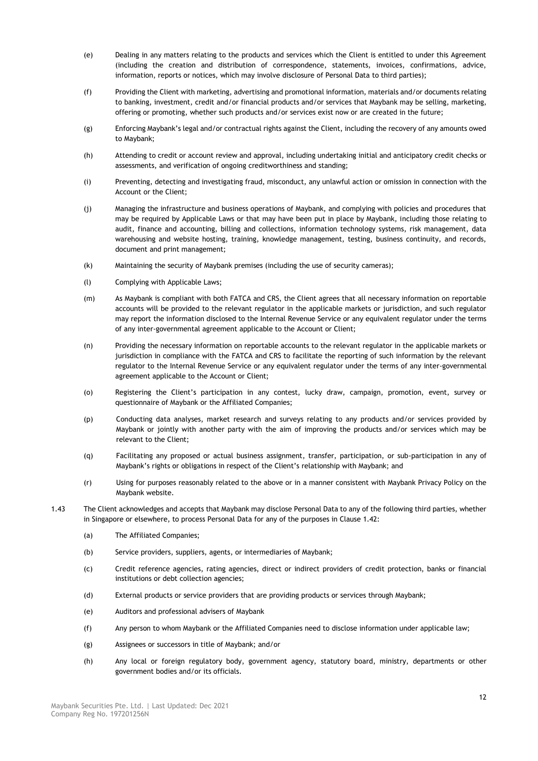(e) Dealing in any matters relating to the products and services which the Client is entitled to under this Agreement (including the creation and distribution of correspondence, statements, invoices, confirmations, advice, information, reports or notices, which may involve disclosure of Personal Data to third parties);

(f) Providing the Client with marketing, advertising and promotional information, materials and/or documents relating to banking, investment, credit and/or financial products and/or services that Maybank may be selling, marketing, offering or promoting, whether such products and/or services exist now or are created in the future;

(g) Enforcing Maybank's legal and/or contractual rights against the Client, including the recovery of any amounts owed to Maybank;

(h) Attending to credit or account review and approval, including undertaking initial and anticipatory credit checks or assessments, and verification of ongoing creditworthiness and standing;

(i) Preventing, detecting and investigating fraud, misconduct, any unlawful action or omission in connection with the Account or the Client;

(j) Managing the infrastructure and business operations of Maybank, and complying with policies and procedures that may be required by Applicable Laws or that may have been put in place by Maybank, including those relating to audit, finance and accounting, billing and collections, information technology systems, risk management, data warehousing and website hosting, training, knowledge management, testing, business continuity, and records, document and print management;

(k) Maintaining the security of Maybank premises (including the use of security cameras);

(l) Complying with Applicable Laws;

(m) As Maybank is compliant with both FATCA and CRS, the Client agrees that all necessary information on reportable accounts will be provided to the relevant regulator in the applicable markets or jurisdiction, and such regulator may report the information disclosed to the Internal Revenue Service or any equivalent regulator under the terms of any inter-governmental agreement applicable to the Account or Client;

(n) Providing the necessary information on reportable accounts to the relevant regulator in the applicable markets or jurisdiction in compliance with the FATCA and CRS to facilitate the reporting of such information by the relevant regulator to the Internal Revenue Service or any equivalent regulator under the terms of any inter-governmental agreement applicable to the Account or Client;

(o) Registering the Client's participation in any contest, lucky draw, campaign, promotion, event, survey or questionnaire of Maybank or the Affiliated Companies;

(p) Conducting data analyses, market research and surveys relating to any products and/or services provided by Maybank or jointly with another party with the aim of improving the products and/or services which may be relevant to the Client;

(q) Facilitating any proposed or actual business assignment, transfer, participation, or sub-participation in any of Maybank's rights or obligations in respect of the Client's relationship with Maybank; and

(r) Using for purposes reasonably related to the above or in a manner consistent with Maybank Privacy Policy on the Maybank website.

1.43 The Client acknowledges and accepts that Maybank may disclose Personal Data to any of the following third parties, whether in Singapore or elsewhere, to process Personal Data for any of the purposes in Clause 1.42:

(a) The Affiliated Companies;

(b) Service providers, suppliers, agents, or intermediaries of Maybank;

(c) Credit reference agencies, rating agencies, direct or indirect providers of credit protection, banks or financial institutions or debt collection agencies;

(d) External products or service providers that are providing products or services through Maybank;

(e) Auditors and professional advisers of Maybank

(f) Any person to whom Maybank or the Affiliated Companies need to disclose information under applicable law;

(g) Assignees or successors in title of Maybank; and/or

(h) Any local or foreign regulatory body, government agency, statutory board, ministry, departments or other government bodies and/or its officials.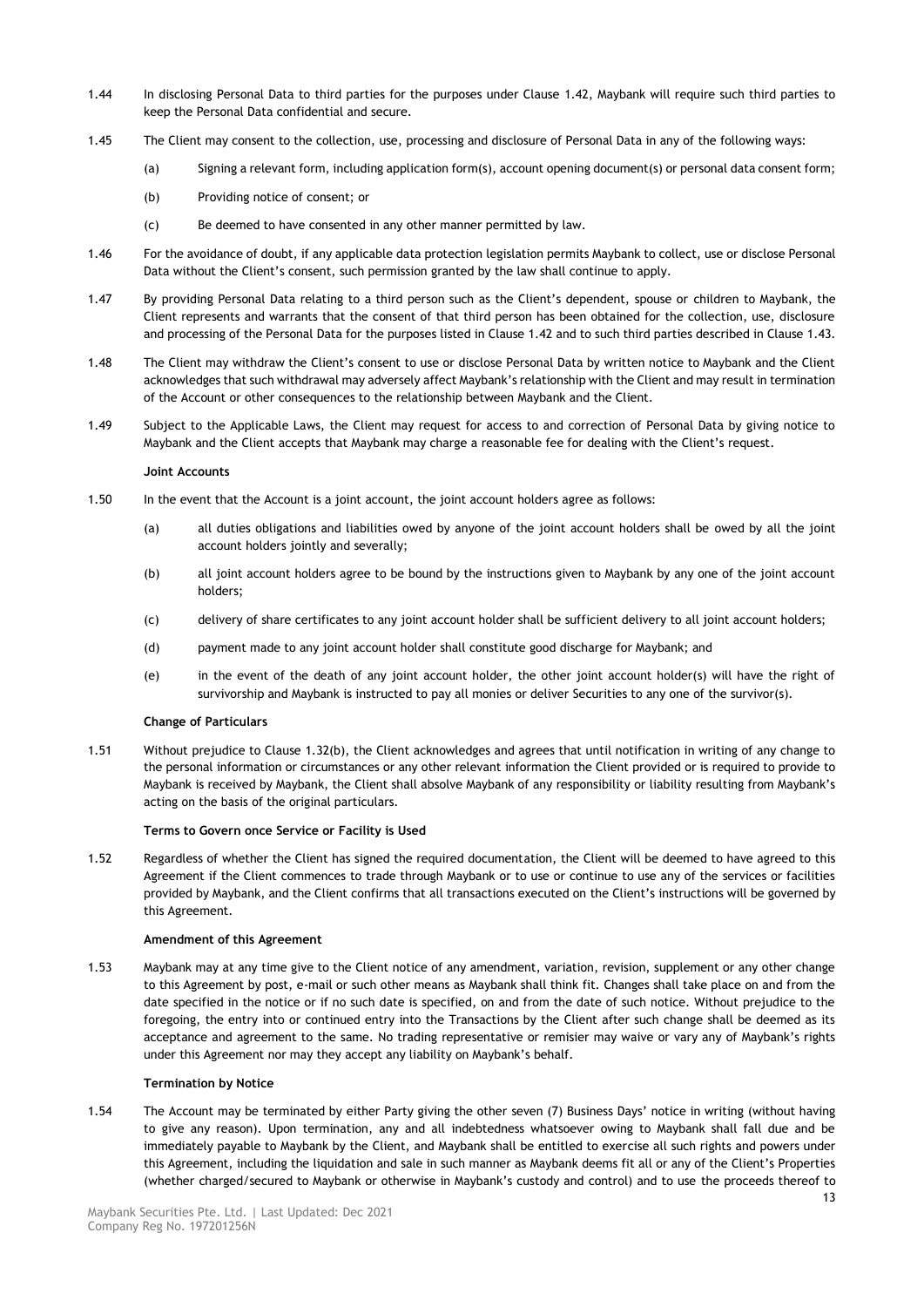1.44 In disclosing Personal Data to third parties for the purposes under Clause 1.42, Maybank will require such third parties to keep the Personal Data confidential and secure.

1.45 The Client may consent to the collection, use, processing and disclosure of Personal Data in any of the following ways:

(a) Signing a relevant form, including application form(s), account opening document(s) or personal data consent form;

(b) Providing notice of consent; or

(c) Be deemed to have consented in any other manner permitted by law.

1.46 For the avoidance of doubt, if any applicable data protection legislation permits Maybank to collect, use or disclose Personal Data without the Client's consent, such permission granted by the law shall continue to apply.

1.47 By providing Personal Data relating to a third person such as the Client's dependent, spouse or children to Maybank, the Client represents and warrants that the consent of that third person has been obtained for the collection, use, disclosure and processing of the Personal Data for the purposes listed in Clause 1.42 and to such third parties described in Clause 1.43.

1.48 The Client may withdraw the Client's consent to use or disclose Personal Data by written notice to Maybank and the Client acknowledges that such withdrawal may adversely affect Maybank's relationship with the Client and may result in termination of the Account or other consequences to the relationship between Maybank and the Client.

1.49 Subject to the Applicable Laws, the Client may request for access to and correction of Personal Data by giving notice to Maybank and the Client accepts that Maybank may charge a reasonable fee for dealing with the Client's request.

**Joint Accounts**

1.50 In the event that the Account is a joint account, the joint account holders agree as follows:

(a) all duties obligations and liabilities owed by anyone of the joint account holders shall be owed by all the joint account holders jointly and severally;

(b) all joint account holders agree to be bound by the instructions given to Maybank by any one of the joint account holders;

(c) delivery of share certificates to any joint account holder shall be sufficient delivery to all joint account holders;

(d) payment made to any joint account holder shall constitute good discharge for Maybank; and

(e) in the event of the death of any joint account holder, the other joint account holder(s) will have the right of survivorship and Maybank is instructed to pay all monies or deliver Securities to any one of the survivor(s).

**Change of Particulars**

1.51 Without prejudice to Clause 1.32(b), the Client acknowledges and agrees that until notification in writing of any change to the personal information or circumstances or any other relevant information the Client provided or is required to provide to Maybank is received by Maybank, the Client shall absolve Maybank of any responsibility or liability resulting from Maybank's acting on the basis of the original particulars.

**Terms to Govern once Service or Facility is Used**

1.52 Regardless of whether the Client has signed the required documentation, the Client will be deemed to have agreed to this Agreement if the Client commences to trade through Maybank or to use or continue to use any of the services or facilities provided by Maybank, and the Client confirms that all transactions executed on the Client's instructions will be governed by this Agreement.

**Amendment of this Agreement**

1.53 Maybank may at any time give to the Client notice of any amendment, variation, revision, supplement or any other change to this Agreement by post, e-mail or such other means as Maybank shall think fit. Changes shall take place on and from the date specified in the notice or if no such date is specified, on and from the date of such notice. Without prejudice to the foregoing, the entry into or continued entry into the Transactions by the Client after such change shall be deemed as its acceptance and agreement to the same. No trading representative or remisier may waive or vary any of Maybank's rights under this Agreement nor may they accept any liability on Maybank's behalf.

**Termination by Notice**

1.54 The Account may be terminated by either Party giving the other seven (7) Business Days' notice in writing (without having to give any reason). Upon termination, any and all indebtedness whatsoever owing to Maybank shall fall due and be immediately payable to Maybank by the Client, and Maybank shall be entitled to exercise all such rights and powers under this Agreement, including the liquidation and sale in such manner as Maybank deems fit all or any of the Client's Properties (whether charged/secured to Maybank or otherwise in Maybank's custody and control) and to use the proceeds thereof to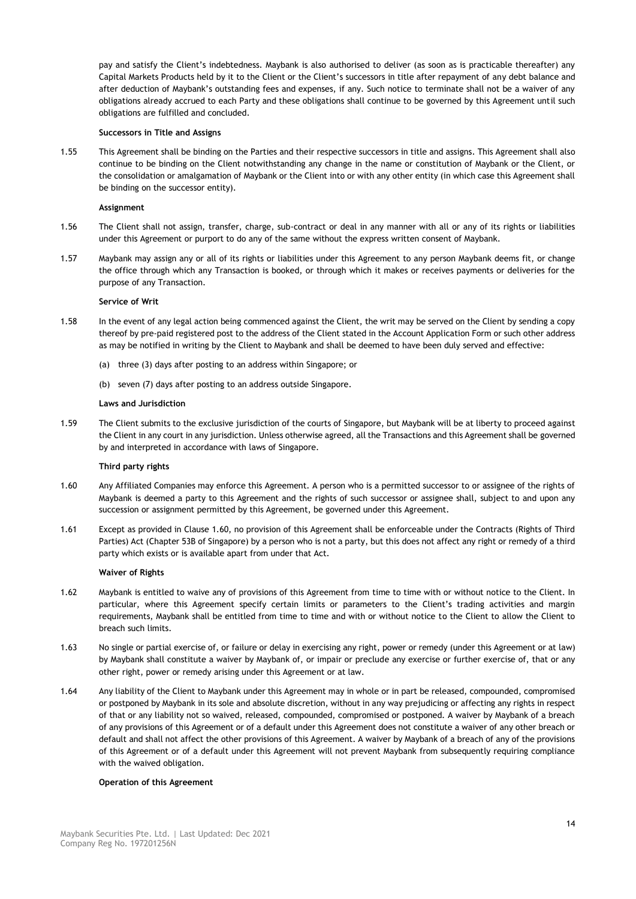pay and satisfy the Client's indebtedness. Maybank is also authorised to deliver (as soon as is practicable thereafter) any Capital Markets Products held by it to the Client or the Client's successors in title after repayment of any debt balance and after deduction of Maybank's outstanding fees and expenses, if any. Such notice to terminate shall not be a waiver of any obligations already accrued to each Party and these obligations shall continue to be governed by this Agreement until such obligations are fulfilled and concluded.

**Successors in Title and Assigns**

1.55 This Agreement shall be binding on the Parties and their respective successors in title and assigns. This Agreement shall also continue to be binding on the Client notwithstanding any change in the name or constitution of Maybank or the Client, or the consolidation or amalgamation of Maybank or the Client into or with any other entity (in which case this Agreement shall be binding on the successor entity).

**Assignment**

1.56 The Client shall not assign, transfer, charge, sub-contract or deal in any manner with all or any of its rights or liabilities under this Agreement or purport to do any of the same without the express written consent of Maybank.

1.57 Maybank may assign any or all of its rights or liabilities under this Agreement to any person Maybank deems fit, or change the office through which any Transaction is booked, or through which it makes or receives payments or deliveries for the purpose of any Transaction.

**Service of Writ**

1.58 In the event of any legal action being commenced against the Client, the writ may be served on the Client by sending a copy thereof by pre-paid registered post to the address of the Client stated in the Account Application Form or such other address as may be notified in writing by the Client to Maybank and shall be deemed to have been duly served and effective:

(a) three (3) days after posting to an address within Singapore; or

(b) seven (7) days after posting to an address outside Singapore.

**Laws and Jurisdiction**

1.59 The Client submits to the exclusive jurisdiction of the courts of Singapore, but Maybank will be at liberty to proceed against the Client in any court in any jurisdiction. Unless otherwise agreed, all the Transactions and this Agreement shall be governed by and interpreted in accordance with laws of Singapore.

**Third party rights**

1.60 Any Affiliated Companies may enforce this Agreement. A person who is a permitted successor to or assignee of the rights of Maybank is deemed a party to this Agreement and the rights of such successor or assignee shall, subject to and upon any succession or assignment permitted by this Agreement, be governed under this Agreement.

1.61 Except as provided in Clause 1.60, no provision of this Agreement shall be enforceable under the Contracts (Rights of Third Parties) Act (Chapter 53B of Singapore) by a person who is not a party, but this does not affect any right or remedy of a third party which exists or is available apart from under that Act.

**Waiver of Rights**

1.62 Maybank is entitled to waive any of provisions of this Agreement from time to time with or without notice to the Client. In particular, where this Agreement specify certain limits or parameters to the Client's trading activities and margin requirements, Maybank shall be entitled from time to time and with or without notice to the Client to allow the Client to breach such limits.

1.63 No single or partial exercise of, or failure or delay in exercising any right, power or remedy (under this Agreement or at law) by Maybank shall constitute a waiver by Maybank of, or impair or preclude any exercise or further exercise of, that or any other right, power or remedy arising under this Agreement or at law.

1.64 Any liability of the Client to Maybank under this Agreement may in whole or in part be released, compounded, compromised or postponed by Maybank in its sole and absolute discretion, without in any way prejudicing or affecting any rights in respect of that or any liability not so waived, released, compounded, compromised or postponed. A waiver by Maybank of a breach of any provisions of this Agreement or of a default under this Agreement does not constitute a waiver of any other breach or default and shall not affect the other provisions of this Agreement. A waiver by Maybank of a breach of any of the provisions of this Agreement or of a default under this Agreement will not prevent Maybank from subsequently requiring compliance with the waived obligation.

**Operation of this Agreement**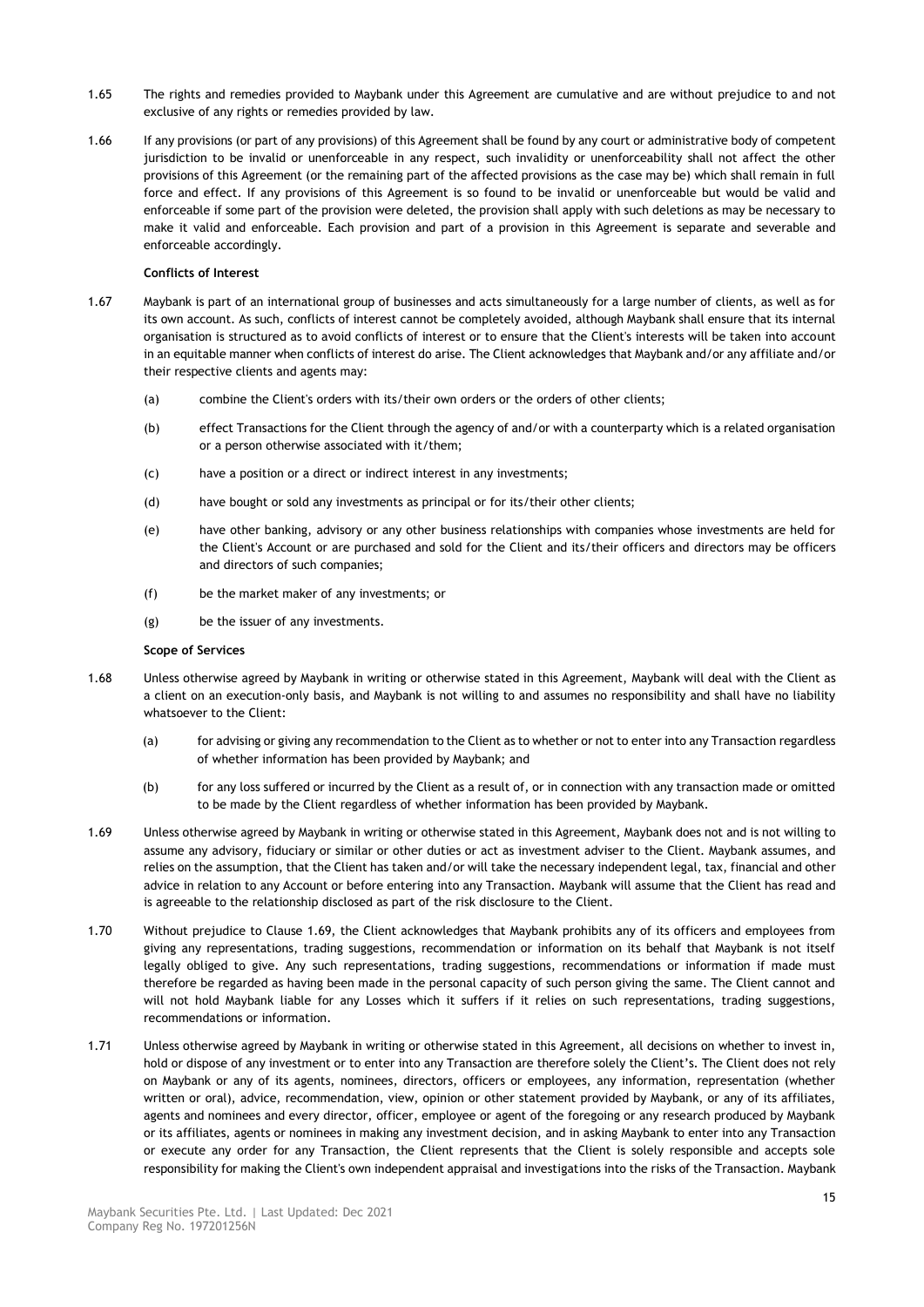1.65 The rights and remedies provided to Maybank under this Agreement are cumulative and are without prejudice to and not exclusive of any rights or remedies provided by law.

1.66 If any provisions (or part of any provisions) of this Agreement shall be found by any court or administrative body of competent jurisdiction to be invalid or unenforceable in any respect, such invalidity or unenforceability shall not affect the other provisions of this Agreement (or the remaining part of the affected provisions as the case may be) which shall remain in full force and effect. If any provisions of this Agreement is so found to be invalid or unenforceable but would be valid and enforceable if some part of the provision were deleted, the provision shall apply with such deletions as may be necessary to make it valid and enforceable. Each provision and part of a provision in this Agreement is separate and severable and enforceable accordingly.

**Conflicts of Interest**

1.67 Maybank is part of an international group of businesses and acts simultaneously for a large number of clients, as well as for its own account. As such, conflicts of interest cannot be completely avoided, although Maybank shall ensure that its internal organisation is structured as to avoid conflicts of interest or to ensure that the Client's interests will be taken into account in an equitable manner when conflicts of interest do arise. The Client acknowledges that Maybank and/or any affiliate and/or their respective clients and agents may:

(a) combine the Client's orders with its/their own orders or the orders of other clients;

(b) effect Transactions for the Client through the agency of and/or with a counterparty which is a related organisation or a person otherwise associated with it/them;

(c) have a position or a direct or indirect interest in any investments;

(d) have bought or sold any investments as principal or for its/their other clients;

(e) have other banking, advisory or any other business relationships with companies whose investments are held for the Client's Account or are purchased and sold for the Client and its/their officers and directors may be officers and directors of such companies;

(f) be the market maker of any investments; or

(g) be the issuer of any investments.

**Scope of Services**

1.68 Unless otherwise agreed by Maybank in writing or otherwise stated in this Agreement, Maybank will deal with the Client as a client on an execution-only basis, and Maybank is not willing to and assumes no responsibility and shall have no liability whatsoever to the Client:

(a) for advising or giving any recommendation to the Client as to whether or not to enter into any Transaction regardless of whether information has been provided by Maybank; and

(b) for any loss suffered or incurred by the Client as a result of, or in connection with any transaction made or omitted to be made by the Client regardless of whether information has been provided by Maybank.

1.69 Unless otherwise agreed by Maybank in writing or otherwise stated in this Agreement, Maybank does not and is not willing to assume any advisory, fiduciary or similar or other duties or act as investment adviser to the Client. Maybank assumes, and relies on the assumption, that the Client has taken and/or will take the necessary independent legal, tax, financial and other advice in relation to any Account or before entering into any Transaction. Maybank will assume that the Client has read and is agreeable to the relationship disclosed as part of the risk disclosure to the Client.

1.70 Without prejudice to Clause 1.69, the Client acknowledges that Maybank prohibits any of its officers and employees from giving any representations, trading suggestions, recommendation or information on its behalf that Maybank is not itself legally obliged to give. Any such representations, trading suggestions, recommendations or information if made must therefore be regarded as having been made in the personal capacity of such person giving the same. The Client cannot and will not hold Maybank liable for any Losses which it suffers if it relies on such representations, trading suggestions, recommendations or information.

1.71 Unless otherwise agreed by Maybank in writing or otherwise stated in this Agreement, all decisions on whether to invest in, hold or dispose of any investment or to enter into any Transaction are therefore solely the Client's. The Client does not rely on Maybank or any of its agents, nominees, directors, officers or employees, any information, representation (whether written or oral), advice, recommendation, view, opinion or other statement provided by Maybank, or any of its affiliates, agents and nominees and every director, officer, employee or agent of the foregoing or any research produced by Maybank or its affiliates, agents or nominees in making any investment decision, and in asking Maybank to enter into any Transaction or execute any order for any Transaction, the Client represents that the Client is solely responsible and accepts sole responsibility for making the Client's own independent appraisal and investigations into the risks of the Transaction. Maybank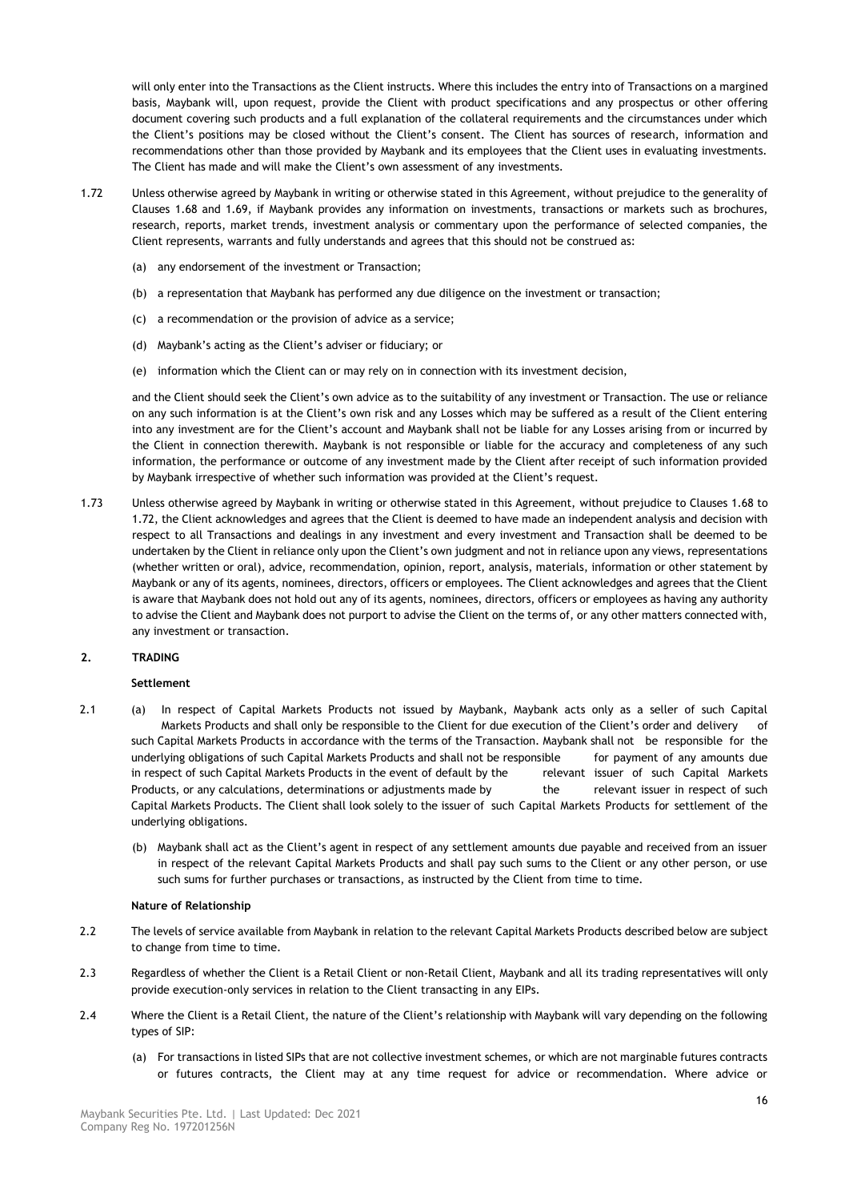will only enter into the Transactions as the Client instructs. Where this includes the entry into of Transactions on a margined basis, Maybank will, upon request, provide the Client with product specifications and any prospectus or other offering document covering such products and a full explanation of the collateral requirements and the circumstances under which the Client's positions may be closed without the Client's consent. The Client has sources of research, information and recommendations other than those provided by Maybank and its employees that the Client uses in evaluating investments. The Client has made and will make the Client's own assessment of any investments.

1.72 Unless otherwise agreed by Maybank in writing or otherwise stated in this Agreement, without prejudice to the generality of Clauses 1.68 and 1.69, if Maybank provides any information on investments, transactions or markets such as brochures, research, reports, market trends, investment analysis or commentary upon the performance of selected companies, the Client represents, warrants and fully understands and agrees that this should not be construed as:

(a) any endorsement of the investment or Transaction;

(b) a representation that Maybank has performed any due diligence on the investment or transaction;

(c) a recommendation or the provision of advice as a service;

(d) Maybank's acting as the Client's adviser or fiduciary; or

(e) information which the Client can or may rely on in connection with its investment decision,

and the Client should seek the Client's own advice as to the suitability of any investment or Transaction. The use or reliance on any such information is at the Client's own risk and any Losses which may be suffered as a result of the Client entering into any investment are for the Client's account and Maybank shall not be liable for any Losses arising from or incurred by the Client in connection therewith. Maybank is not responsible or liable for the accuracy and completeness of any such information, the performance or outcome of any investment made by the Client after receipt of such information provided by Maybank irrespective of whether such information was provided at the Client's request.

1.73 Unless otherwise agreed by Maybank in writing or otherwise stated in this Agreement, without prejudice to Clauses 1.68 to 1.72, the Client acknowledges and agrees that the Client is deemed to have made an independent analysis and decision with respect to all Transactions and dealings in any investment and every investment and Transaction shall be deemed to be undertaken by the Client in reliance only upon the Client's own judgment and not in reliance upon any views, representations (whether written or oral), advice, recommendation, opinion, report, analysis, materials, information or other statement by Maybank or any of its agents, nominees, directors, officers or employees. The Client acknowledges and agrees that the Client is aware that Maybank does not hold out any of its agents, nominees, directors, officers or employees as having any authority to advise the Client and Maybank does not purport to advise the Client on the terms of, or any other matters connected with, any investment or transaction.

## 2. TRADING

**Settlement**

2.1 (a) In respect of Capital Markets Products not issued by Maybank, Maybank acts only as a seller of such Capital Markets Products and shall only be responsible to the Client for due execution of the Client's order and delivery of such Capital Markets Products in accordance with the terms of the Transaction. Maybank shall not be responsible for the underlying obligations of such Capital Markets Products and shall not be responsible for payment of any amounts due in respect of such Capital Markets Products in the event of default by the relevant issuer of such Capital Markets Products, or any calculations, determinations or adjustments made by the relevant issuer in respect of such Capital Markets Products. The Client shall look solely to the issuer of such Capital Markets Products for settlement of the underlying obligations.

(b) Maybank shall act as the Client's agent in respect of any settlement amounts due payable and received from an issuer in respect of the relevant Capital Markets Products and shall pay such sums to the Client or any other person, or use such sums for further purchases or transactions, as instructed by the Client from time to time.

**Nature of Relationship**

2.2 The levels of service available from Maybank in relation to the relevant Capital Markets Products described below are subject to change from time to time.

2.3 Regardless of whether the Client is a Retail Client or non-Retail Client, Maybank and all its trading representatives will only provide execution-only services in relation to the Client transacting in any EIPs.

2.4 Where the Client is a Retail Client, the nature of the Client's relationship with Maybank will vary depending on the following types of SIP:

(a) For transactions in listed SIPs that are not collective investment schemes, or which are not marginable futures contracts or futures contracts, the Client may at any time request for advice or recommendation. Where advice or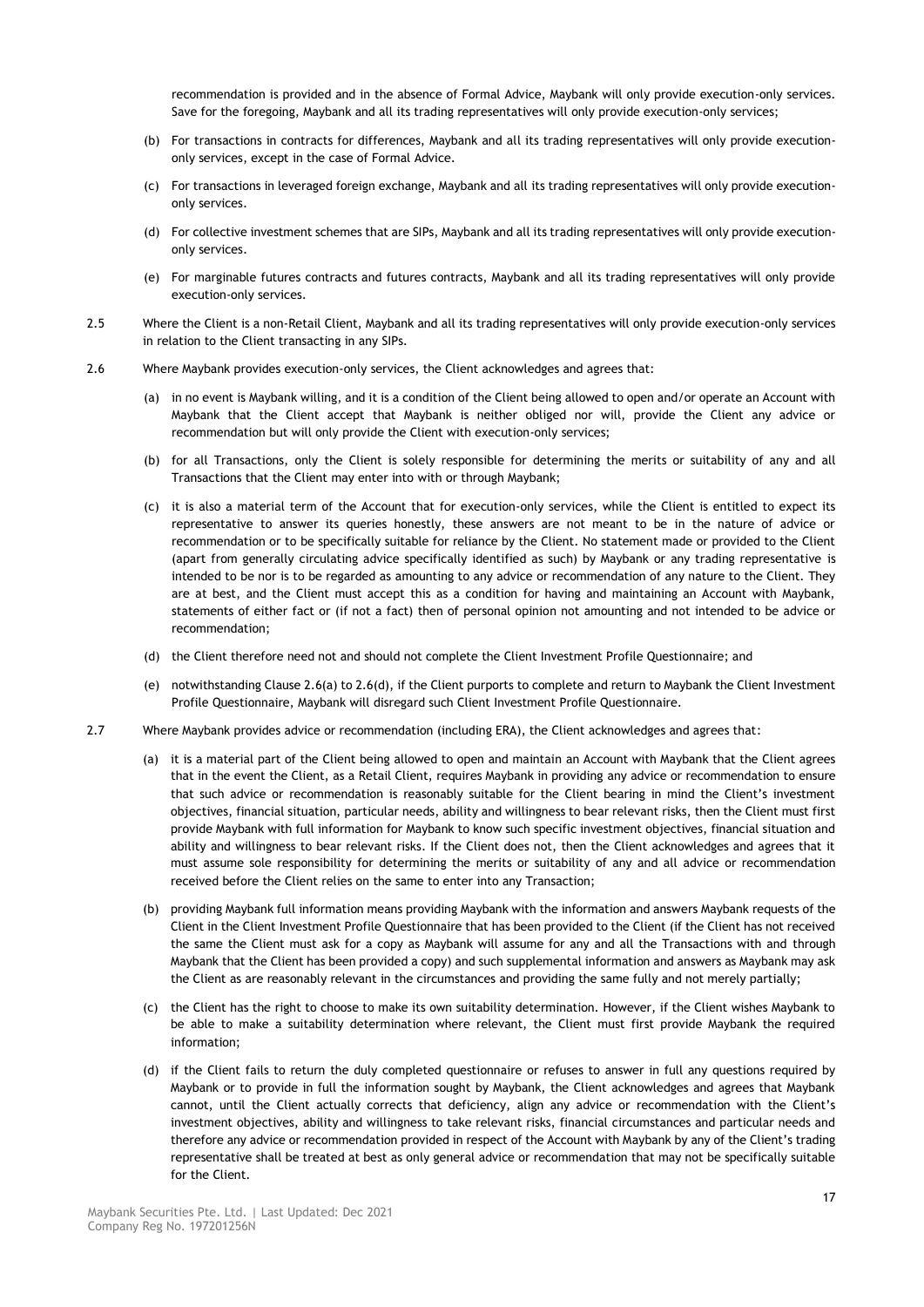recommendation is provided and in the absence of Formal Advice, Maybank will only provide execution-only services. Save for the foregoing, Maybank and all its trading representatives will only provide execution-only services;

(b) For transactions in contracts for differences, Maybank and all its trading representatives will only provide execution-only services, except in the case of Formal Advice.

(c) For transactions in leveraged foreign exchange, Maybank and all its trading representatives will only provide execution-only services.

(d) For collective investment schemes that are SIPs, Maybank and all its trading representatives will only provide execution-only services.

(e) For marginable futures contracts and futures contracts, Maybank and all its trading representatives will only provide execution-only services.

2.5 Where the Client is a non-Retail Client, Maybank and all its trading representatives will only provide execution-only services in relation to the Client transacting in any SIPs.

2.6 Where Maybank provides execution-only services, the Client acknowledges and agrees that:

(a) in no event is Maybank willing, and it is a condition of the Client being allowed to open and/or operate an Account with Maybank that the Client accept that Maybank is neither obliged nor will, provide the Client any advice or recommendation but will only provide the Client with execution-only services;

(b) for all Transactions, only the Client is solely responsible for determining the merits or suitability of any and all Transactions that the Client may enter into with or through Maybank;

(c) it is also a material term of the Account that for execution-only services, while the Client is entitled to expect its representative to answer its queries honestly, these answers are not meant to be in the nature of advice or recommendation or to be specifically suitable for reliance by the Client. No statement made or provided to the Client (apart from generally circulating advice specifically identified as such) by Maybank or any trading representative is intended to be nor is to be regarded as amounting to any advice or recommendation of any nature to the Client. They are at best, and the Client must accept this as a condition for having and maintaining an Account with Maybank, statements of either fact or (if not a fact) then of personal opinion not amounting and not intended to be advice or recommendation;

(d) the Client therefore need not and should not complete the Client Investment Profile Questionnaire; and

(e) notwithstanding Clause 2.6(a) to 2.6(d), if the Client purports to complete and return to Maybank the Client Investment Profile Questionnaire, Maybank will disregard such Client Investment Profile Questionnaire.

2.7 Where Maybank provides advice or recommendation (including ERA), the Client acknowledges and agrees that:

(a) it is a material part of the Client being allowed to open and maintain an Account with Maybank that the Client agrees that in the event the Client, as a Retail Client, requires Maybank in providing any advice or recommendation to ensure that such advice or recommendation is reasonably suitable for the Client bearing in mind the Client's investment objectives, financial situation, particular needs, ability and willingness to bear relevant risks, then the Client must first provide Maybank with full information for Maybank to know such specific investment objectives, financial situation and ability and willingness to bear relevant risks. If the Client does not, then the Client acknowledges and agrees that it must assume sole responsibility for determining the merits or suitability of any and all advice or recommendation received before the Client relies on the same to enter into any Transaction;

(b) providing Maybank full information means providing Maybank with the information and answers Maybank requests of the Client in the Client Investment Profile Questionnaire that has been provided to the Client (if the Client has not received the same the Client must ask for a copy as Maybank will assume for any and all the Transactions with and through Maybank that the Client has been provided a copy) and such supplemental information and answers as Maybank may ask the Client as are reasonably relevant in the circumstances and providing the same fully and not merely partially;

(c) the Client has the right to choose to make its own suitability determination. However, if the Client wishes Maybank to be able to make a suitability determination where relevant, the Client must first provide Maybank the required information;

(d) if the Client fails to return the duly completed questionnaire or refuses to answer in full any questions required by Maybank or to provide in full the information sought by Maybank, the Client acknowledges and agrees that Maybank cannot, until the Client actually corrects that deficiency, align any advice or recommendation with the Client's investment objectives, ability and willingness to take relevant risks, financial circumstances and particular needs and therefore any advice or recommendation provided in respect of the Account with Maybank by any of the Client's trading representative shall be treated at best as only general advice or recommendation that may not be specifically suitable for the Client.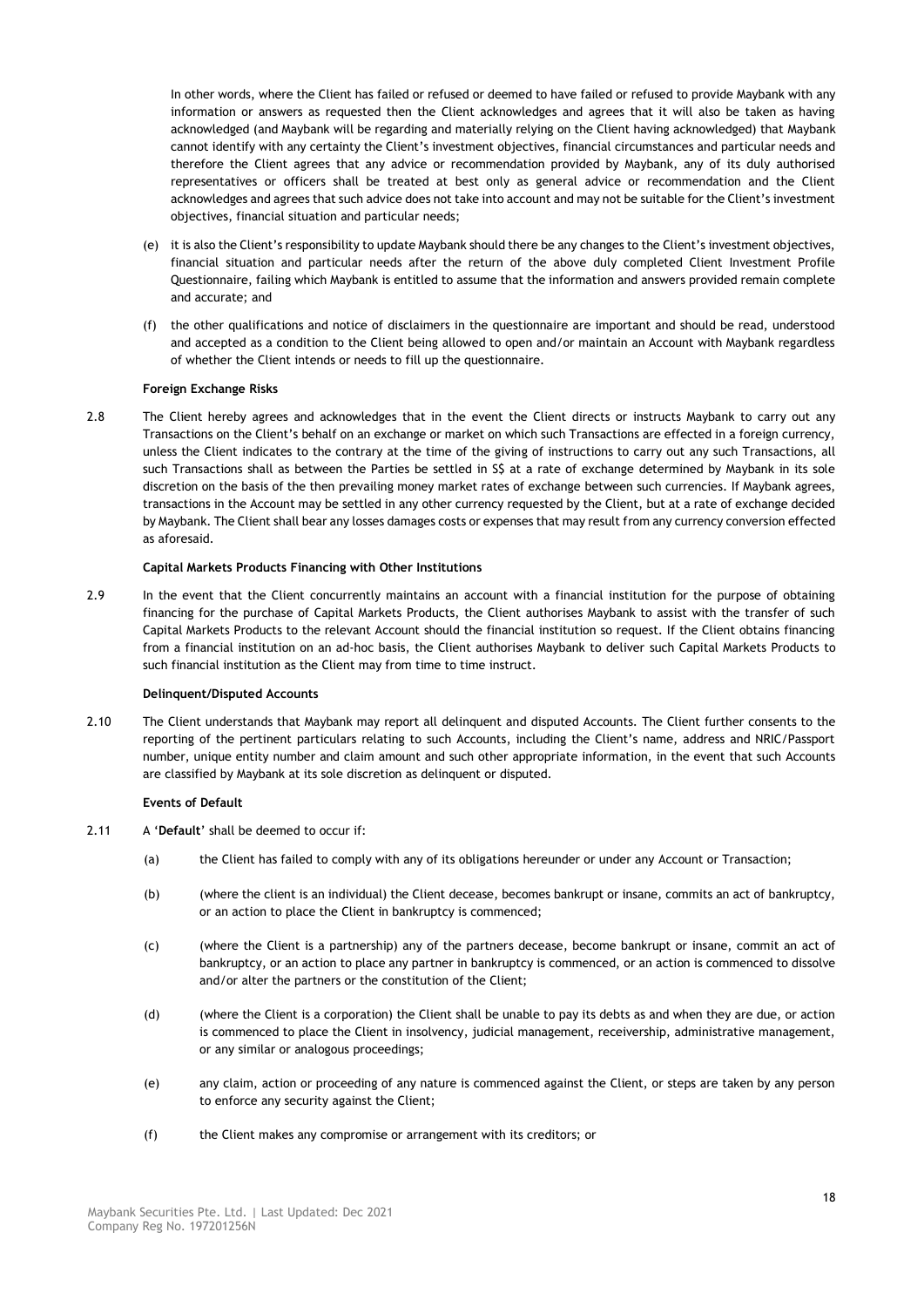In other words, where the Client has failed or refused or deemed to have failed or refused to provide Maybank with any information or answers as requested then the Client acknowledges and agrees that it will also be taken as having acknowledged (and Maybank will be regarding and materially relying on the Client having acknowledged) that Maybank cannot identify with any certainty the Client's investment objectives, financial circumstances and particular needs and therefore the Client agrees that any advice or recommendation provided by Maybank, any of its duly authorised representatives or officers shall be treated at best only as general advice or recommendation and the Client acknowledges and agrees that such advice does not take into account and may not be suitable for the Client's investment objectives, financial situation and particular needs;

(e) it is also the Client's responsibility to update Maybank should there be any changes to the Client's investment objectives, financial situation and particular needs after the return of the above duly completed Client Investment Profile Questionnaire, failing which Maybank is entitled to assume that the information and answers provided remain complete and accurate; and

(f) the other qualifications and notice of disclaimers in the questionnaire are important and should be read, understood and accepted as a condition to the Client being allowed to open and/or maintain an Account with Maybank regardless of whether the Client intends or needs to fill up the questionnaire.

**Foreign Exchange Risks**

2.8 The Client hereby agrees and acknowledges that in the event the Client directs or instructs Maybank to carry out any Transactions on the Client's behalf on an exchange or market on which such Transactions are effected in a foreign currency, unless the Client indicates to the contrary at the time of the giving of instructions to carry out any such Transactions, all such Transactions shall as between the Parties be settled in S$ at a rate of exchange determined by Maybank in its sole discretion on the basis of the then prevailing money market rates of exchange between such currencies. If Maybank agrees, transactions in the Account may be settled in any other currency requested by the Client, but at a rate of exchange decided by Maybank. The Client shall bear any losses damages costs or expenses that may result from any currency conversion effected as aforesaid.

**Capital Markets Products Financing with Other Institutions**

2.9 In the event that the Client concurrently maintains an account with a financial institution for the purpose of obtaining financing for the purchase of Capital Markets Products, the Client authorises Maybank to assist with the transfer of such Capital Markets Products to the relevant Account should the financial institution so request. If the Client obtains financing from a financial institution on an ad-hoc basis, the Client authorises Maybank to deliver such Capital Markets Products to such financial institution as the Client may from time to time instruct.

**Delinquent/Disputed Accounts**

2.10 The Client understands that Maybank may report all delinquent and disputed Accounts. The Client further consents to the reporting of the pertinent particulars relating to such Accounts, including the Client's name, address and NRIC/Passport number, unique entity number and claim amount and such other appropriate information, in the event that such Accounts are classified by Maybank at its sole discretion as delinquent or disputed.

**Events of Default**

2.11 A '**Default**' shall be deemed to occur if:

(a) the Client has failed to comply with any of its obligations hereunder or under any Account or Transaction;

(b) (where the client is an individual) the Client decease, becomes bankrupt or insane, commits an act of bankruptcy, or an action to place the Client in bankruptcy is commenced;

(c) (where the Client is a partnership) any of the partners decease, become bankrupt or insane, commit an act of bankruptcy, or an action to place any partner in bankruptcy is commenced, or an action is commenced to dissolve and/or alter the partners or the constitution of the Client;

(d) (where the Client is a corporation) the Client shall be unable to pay its debts as and when they are due, or action is commenced to place the Client in insolvency, judicial management, receivership, administrative management, or any similar or analogous proceedings;

(e) any claim, action or proceeding of any nature is commenced against the Client, or steps are taken by any person to enforce any security against the Client;

(f) the Client makes any compromise or arrangement with its creditors; or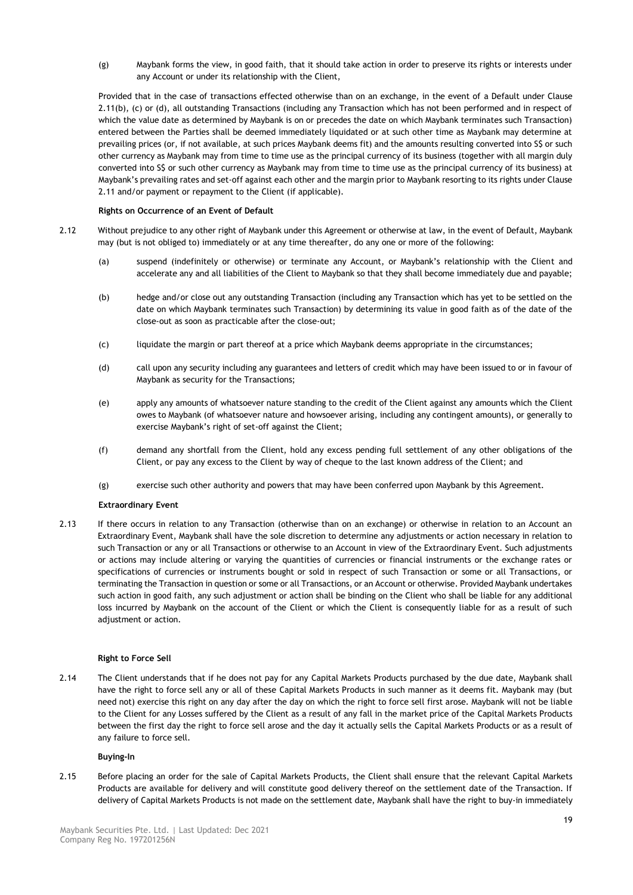(g) Maybank forms the view, in good faith, that it should take action in order to preserve its rights or interests under any Account or under its relationship with the Client,

Provided that in the case of transactions effected otherwise than on an exchange, in the event of a Default under Clause 2.11(b), (c) or (d), all outstanding Transactions (including any Transaction which has not been performed and in respect of which the value date as determined by Maybank is on or precedes the date on which Maybank terminates such Transaction) entered between the Parties shall be deemed immediately liquidated or at such other time as Maybank may determine at prevailing prices (or, if not available, at such prices Maybank deems fit) and the amounts resulting converted into S$ or such other currency as Maybank may from time to time use as the principal currency of its business (together with all margin duly converted into S$ or such other currency as Maybank may from time to time use as the principal currency of its business) at Maybank's prevailing rates and set-off against each other and the margin prior to Maybank resorting to its rights under Clause 2.11 and/or payment or repayment to the Client (if applicable).

**Rights on Occurrence of an Event of Default**

2.12 Without prejudice to any other right of Maybank under this Agreement or otherwise at law, in the event of Default, Maybank may (but is not obliged to) immediately or at any time thereafter, do any one or more of the following:

(a) suspend (indefinitely or otherwise) or terminate any Account, or Maybank's relationship with the Client and accelerate any and all liabilities of the Client to Maybank so that they shall become immediately due and payable;

(b) hedge and/or close out any outstanding Transaction (including any Transaction which has yet to be settled on the date on which Maybank terminates such Transaction) by determining its value in good faith as of the date of the close-out as soon as practicable after the close-out;

(c) liquidate the margin or part thereof at a price which Maybank deems appropriate in the circumstances;

(d) call upon any security including any guarantees and letters of credit which may have been issued to or in favour of Maybank as security for the Transactions;

(e) apply any amounts of whatsoever nature standing to the credit of the Client against any amounts which the Client owes to Maybank (of whatsoever nature and howsoever arising, including any contingent amounts), or generally to exercise Maybank's right of set-off against the Client;

(f) demand any shortfall from the Client, hold any excess pending full settlement of any other obligations of the Client, or pay any excess to the Client by way of cheque to the last known address of the Client; and

(g) exercise such other authority and powers that may have been conferred upon Maybank by this Agreement.

**Extraordinary Event**

2.13 If there occurs in relation to any Transaction (otherwise than on an exchange) or otherwise in relation to an Account an Extraordinary Event, Maybank shall have the sole discretion to determine any adjustments or action necessary in relation to such Transaction or any or all Transactions or otherwise to an Account in view of the Extraordinary Event. Such adjustments or actions may include altering or varying the quantities of currencies or financial instruments or the exchange rates or specifications of currencies or instruments bought or sold in respect of such Transaction or some or all Transactions, or terminating the Transaction in question or some or all Transactions, or an Account or otherwise. Provided Maybank undertakes such action in good faith, any such adjustment or action shall be binding on the Client who shall be liable for any additional loss incurred by Maybank on the account of the Client or which the Client is consequently liable for as a result of such adjustment or action.

**Right to Force Sell**

2.14 The Client understands that if he does not pay for any Capital Markets Products purchased by the due date, Maybank shall have the right to force sell any or all of these Capital Markets Products in such manner as it deems fit. Maybank may (but need not) exercise this right on any day after the day on which the right to force sell first arose. Maybank will not be liable to the Client for any Losses suffered by the Client as a result of any fall in the market price of the Capital Markets Products between the first day the right to force sell arose and the day it actually sells the Capital Markets Products or as a result of any failure to force sell.

**Buying-In**

2.15 Before placing an order for the sale of Capital Markets Products, the Client shall ensure that the relevant Capital Markets Products are available for delivery and will constitute good delivery thereof on the settlement date of the Transaction. If delivery of Capital Markets Products is not made on the settlement date, Maybank shall have the right to buy-in immediately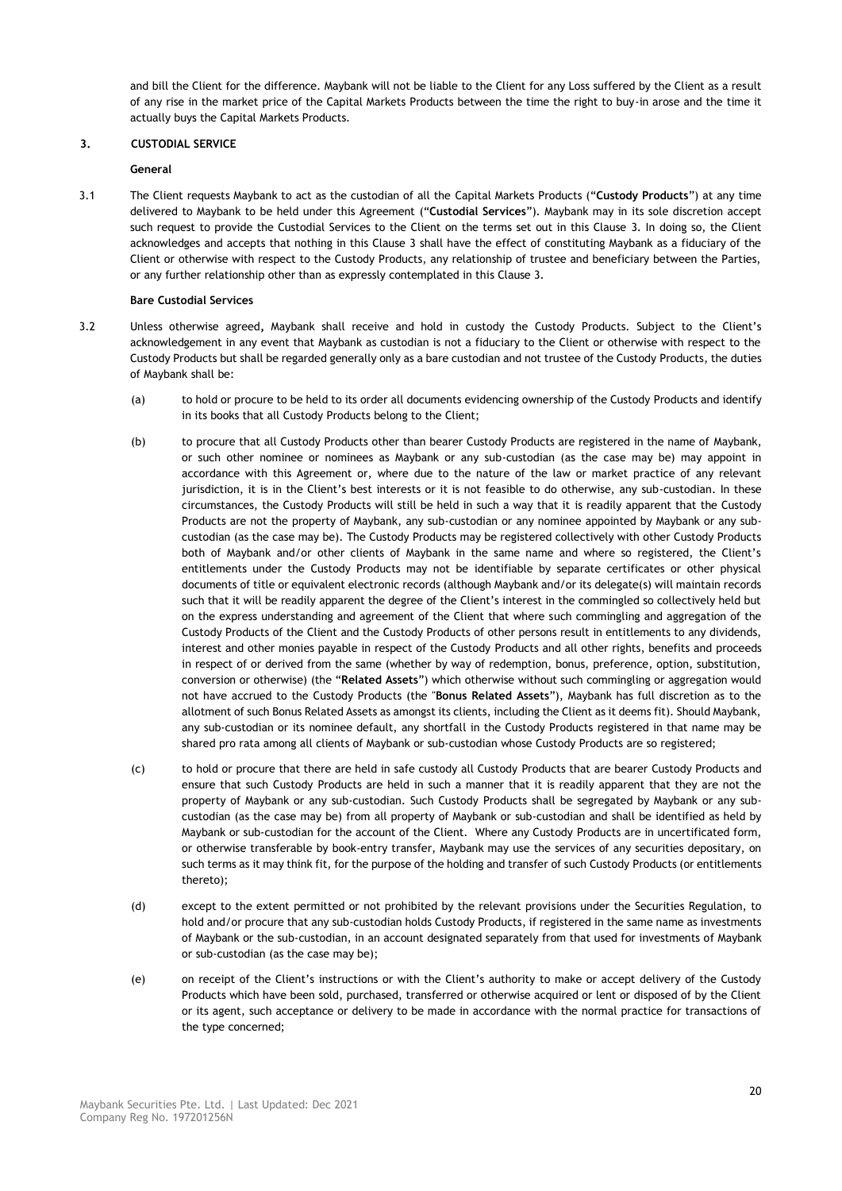and bill the Client for the difference. Maybank will not be liable to the Client for any Loss suffered by the Client as a result of any rise in the market price of the Capital Markets Products between the time the right to buy-in arose and the time it actually buys the Capital Markets Products.

## 3. CUSTODIAL SERVICE

**General**

3.1 The Client requests Maybank to act as the custodian of all the Capital Markets Products ("**Custody Products**") at any time delivered to Maybank to be held under this Agreement ("**Custodial Services**"). Maybank may in its sole discretion accept such request to provide the Custodial Services to the Client on the terms set out in this Clause 3. In doing so, the Client acknowledges and accepts that nothing in this Clause 3 shall have the effect of constituting Maybank as a fiduciary of the Client or otherwise with respect to the Custody Products, any relationship of trustee and beneficiary between the Parties, or any further relationship other than as expressly contemplated in this Clause 3.

**Bare Custodial Services**

3.2 Unless otherwise agreed**,** Maybank shall receive and hold in custody the Custody Products. Subject to the Client's acknowledgement in any event that Maybank as custodian is not a fiduciary to the Client or otherwise with respect to the Custody Products but shall be regarded generally only as a bare custodian and not trustee of the Custody Products, the duties of Maybank shall be:

(a) to hold or procure to be held to its order all documents evidencing ownership of the Custody Products and identify in its books that all Custody Products belong to the Client;

(b) to procure that all Custody Products other than bearer Custody Products are registered in the name of Maybank, or such other nominee or nominees as Maybank or any sub-custodian (as the case may be) may appoint in accordance with this Agreement or, where due to the nature of the law or market practice of any relevant jurisdiction, it is in the Client's best interests or it is not feasible to do otherwise, any sub-custodian. In these circumstances, the Custody Products will still be held in such a way that it is readily apparent that the Custody Products are not the property of Maybank, any sub-custodian or any nominee appointed by Maybank or any sub-custodian (as the case may be). The Custody Products may be registered collectively with other Custody Products both of Maybank and/or other clients of Maybank in the same name and where so registered, the Client's entitlements under the Custody Products may not be identifiable by separate certificates or other physical documents of title or equivalent electronic records (although Maybank and/or its delegate(s) will maintain records such that it will be readily apparent the degree of the Client's interest in the commingled so collectively held but on the express understanding and agreement of the Client that where such commingling and aggregation of the Custody Products of the Client and the Custody Products of other persons result in entitlements to any dividends, interest and other monies payable in respect of the Custody Products and all other rights, benefits and proceeds in respect of or derived from the same (whether by way of redemption, bonus, preference, option, substitution, conversion or otherwise) (the "**Related Assets**") which otherwise without such commingling or aggregation would not have accrued to the Custody Products (the "**Bonus Related Assets**"), Maybank has full discretion as to the allotment of such Bonus Related Assets as amongst its clients, including the Client as it deems fit). Should Maybank, any sub-custodian or its nominee default, any shortfall in the Custody Products registered in that name may be shared pro rata among all clients of Maybank or sub-custodian whose Custody Products are so registered;

(c) to hold or procure that there are held in safe custody all Custody Products that are bearer Custody Products and ensure that such Custody Products are held in such a manner that it is readily apparent that they are not the property of Maybank or any sub-custodian. Such Custody Products shall be segregated by Maybank or any sub-custodian (as the case may be) from all property of Maybank or sub-custodian and shall be identified as held by Maybank or sub-custodian for the account of the Client. Where any Custody Products are in uncertificated form, or otherwise transferable by book-entry transfer, Maybank may use the services of any securities depositary, on such terms as it may think fit, for the purpose of the holding and transfer of such Custody Products (or entitlements thereto);

(d) except to the extent permitted or not prohibited by the relevant provisions under the Securities Regulation, to hold and/or procure that any sub-custodian holds Custody Products, if registered in the same name as investments of Maybank or the sub-custodian, in an account designated separately from that used for investments of Maybank or sub-custodian (as the case may be);

(e) on receipt of the Client's instructions or with the Client's authority to make or accept delivery of the Custody Products which have been sold, purchased, transferred or otherwise acquired or lent or disposed of by the Client or its agent, such acceptance or delivery to be made in accordance with the normal practice for transactions of the type concerned;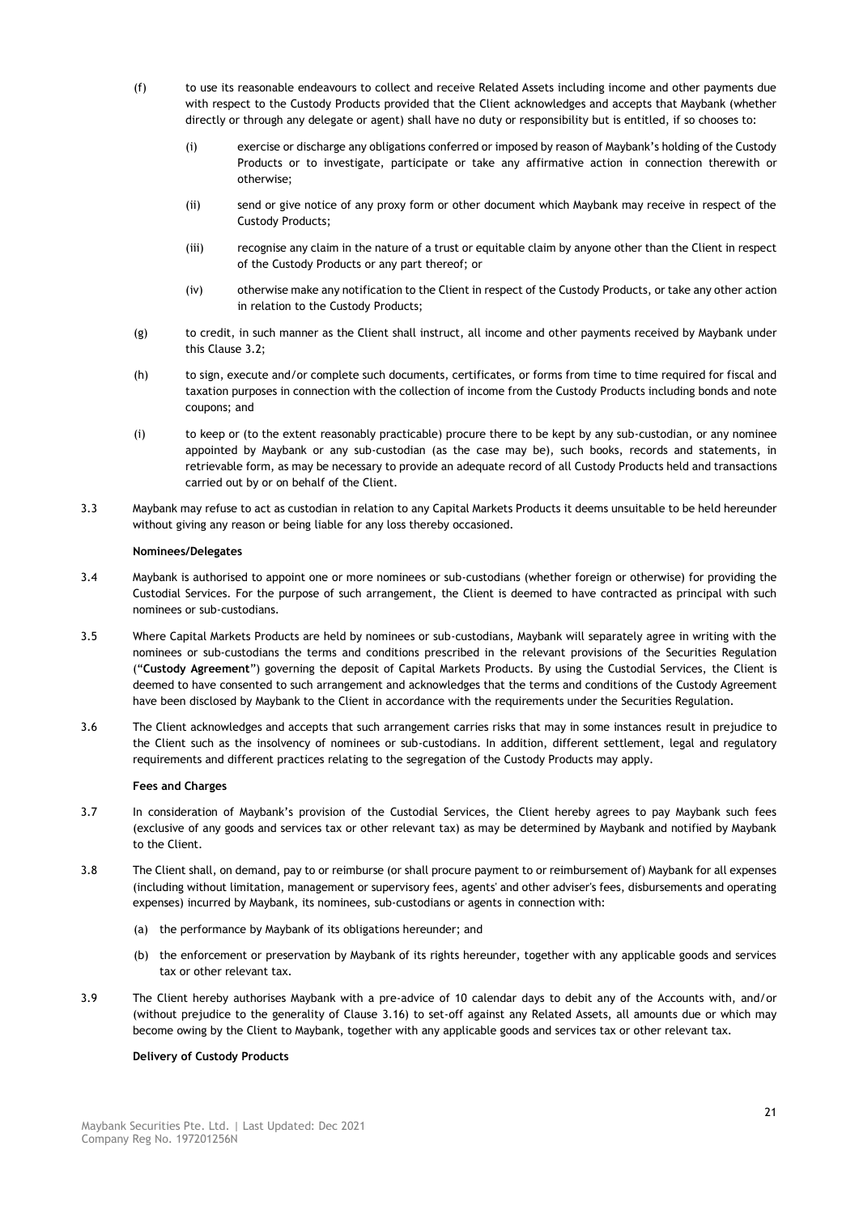(f) to use its reasonable endeavours to collect and receive Related Assets including income and other payments due with respect to the Custody Products provided that the Client acknowledges and accepts that Maybank (whether directly or through any delegate or agent) shall have no duty or responsibility but is entitled, if so chooses to:

   (i) exercise or discharge any obligations conferred or imposed by reason of Maybank's holding of the Custody Products or to investigate, participate or take any affirmative action in connection therewith or otherwise;

   (ii) send or give notice of any proxy form or other document which Maybank may receive in respect of the Custody Products;

   (iii) recognise any claim in the nature of a trust or equitable claim by anyone other than the Client in respect of the Custody Products or any part thereof; or

   (iv) otherwise make any notification to the Client in respect of the Custody Products, or take any other action in relation to the Custody Products;

(g) to credit, in such manner as the Client shall instruct, all income and other payments received by Maybank under this Clause 3.2;

(h) to sign, execute and/or complete such documents, certificates, or forms from time to time required for fiscal and taxation purposes in connection with the collection of income from the Custody Products including bonds and note coupons; and

(i) to keep or (to the extent reasonably practicable) procure there to be kept by any sub-custodian, or any nominee appointed by Maybank or any sub-custodian (as the case may be), such books, records and statements, in retrievable form, as may be necessary to provide an adequate record of all Custody Products held and transactions carried out by or on behalf of the Client.

3.3 Maybank may refuse to act as custodian in relation to any Capital Markets Products it deems unsuitable to be held hereunder without giving any reason or being liable for any loss thereby occasioned.

**Nominees/Delegates**

3.4 Maybank is authorised to appoint one or more nominees or sub-custodians (whether foreign or otherwise) for providing the Custodial Services. For the purpose of such arrangement, the Client is deemed to have contracted as principal with such nominees or sub-custodians.

3.5 Where Capital Markets Products are held by nominees or sub-custodians, Maybank will separately agree in writing with the nominees or sub-custodians the terms and conditions prescribed in the relevant provisions of the Securities Regulation ("**Custody Agreement**") governing the deposit of Capital Markets Products. By using the Custodial Services, the Client is deemed to have consented to such arrangement and acknowledges that the terms and conditions of the Custody Agreement have been disclosed by Maybank to the Client in accordance with the requirements under the Securities Regulation.

3.6 The Client acknowledges and accepts that such arrangement carries risks that may in some instances result in prejudice to the Client such as the insolvency of nominees or sub-custodians. In addition, different settlement, legal and regulatory requirements and different practices relating to the segregation of the Custody Products may apply.

**Fees and Charges**

3.7 In consideration of Maybank's provision of the Custodial Services, the Client hereby agrees to pay Maybank such fees (exclusive of any goods and services tax or other relevant tax) as may be determined by Maybank and notified by Maybank to the Client.

3.8 The Client shall, on demand, pay to or reimburse (or shall procure payment to or reimbursement of) Maybank for all expenses (including without limitation, management or supervisory fees, agents' and other adviser's fees, disbursements and operating expenses) incurred by Maybank, its nominees, sub-custodians or agents in connection with:

   (a) the performance by Maybank of its obligations hereunder; and

   (b) the enforcement or preservation by Maybank of its rights hereunder, together with any applicable goods and services tax or other relevant tax.

3.9 The Client hereby authorises Maybank with a pre-advice of 10 calendar days to debit any of the Accounts with, and/or (without prejudice to the generality of Clause 3.16) to set-off against any Related Assets, all amounts due or which may become owing by the Client to Maybank, together with any applicable goods and services tax or other relevant tax.

**Delivery of Custody Products**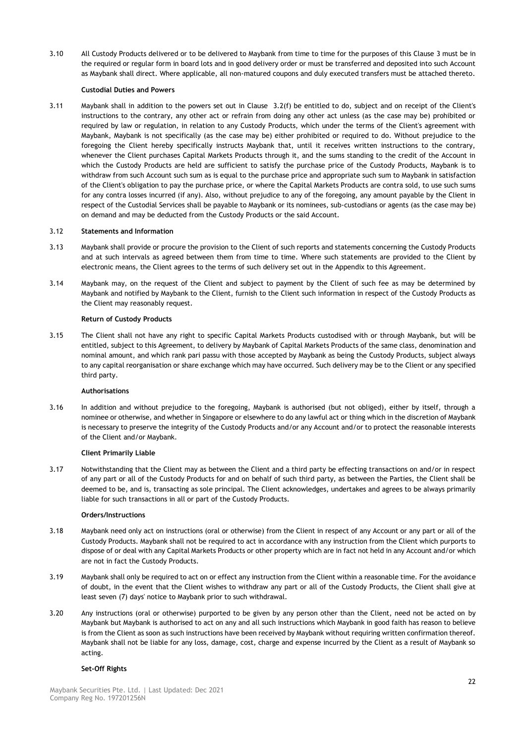3.10 All Custody Products delivered or to be delivered to Maybank from time to time for the purposes of this Clause 3 must be in the required or regular form in board lots and in good delivery order or must be transferred and deposited into such Account as Maybank shall direct. Where applicable, all non-matured coupons and duly executed transfers must be attached thereto.

**Custodial Duties and Powers**

3.11 Maybank shall in addition to the powers set out in Clause 3.2(f) be entitled to do, subject and on receipt of the Client's instructions to the contrary, any other act or refrain from doing any other act unless (as the case may be) prohibited or required by law or regulation, in relation to any Custody Products, which under the terms of the Client's agreement with Maybank, Maybank is not specifically (as the case may be) either prohibited or required to do. Without prejudice to the foregoing the Client hereby specifically instructs Maybank that, until it receives written instructions to the contrary, whenever the Client purchases Capital Markets Products through it, and the sums standing to the credit of the Account in which the Custody Products are held are sufficient to satisfy the purchase price of the Custody Products, Maybank is to withdraw from such Account such sum as is equal to the purchase price and appropriate such sum to Maybank in satisfaction of the Client's obligation to pay the purchase price, or where the Capital Markets Products are contra sold, to use such sums for any contra losses incurred (if any). Also, without prejudice to any of the foregoing, any amount payable by the Client in respect of the Custodial Services shall be payable to Maybank or its nominees, sub-custodians or agents (as the case may be) on demand and may be deducted from the Custody Products or the said Account.

3.12 **Statements and Information**

3.13 Maybank shall provide or procure the provision to the Client of such reports and statements concerning the Custody Products and at such intervals as agreed between them from time to time. Where such statements are provided to the Client by electronic means, the Client agrees to the terms of such delivery set out in the Appendix to this Agreement.

3.14 Maybank may, on the request of the Client and subject to payment by the Client of such fee as may be determined by Maybank and notified by Maybank to the Client, furnish to the Client such information in respect of the Custody Products as the Client may reasonably request.

**Return of Custody Products**

3.15 The Client shall not have any right to specific Capital Markets Products custodised with or through Maybank, but will be entitled, subject to this Agreement, to delivery by Maybank of Capital Markets Products of the same class, denomination and nominal amount, and which rank pari passu with those accepted by Maybank as being the Custody Products, subject always to any capital reorganisation or share exchange which may have occurred. Such delivery may be to the Client or any specified third party.

**Authorisations**

3.16 In addition and without prejudice to the foregoing, Maybank is authorised (but not obliged), either by itself, through a nominee or otherwise, and whether in Singapore or elsewhere to do any lawful act or thing which in the discretion of Maybank is necessary to preserve the integrity of the Custody Products and/or any Account and/or to protect the reasonable interests of the Client and/or Maybank.

**Client Primarily Liable**

3.17 Notwithstanding that the Client may as between the Client and a third party be effecting transactions on and/or in respect of any part or all of the Custody Products for and on behalf of such third party, as between the Parties, the Client shall be deemed to be, and is, transacting as sole principal. The Client acknowledges, undertakes and agrees to be always primarily liable for such transactions in all or part of the Custody Products.

**Orders/Instructions**

3.18 Maybank need only act on instructions (oral or otherwise) from the Client in respect of any Account or any part or all of the Custody Products. Maybank shall not be required to act in accordance with any instruction from the Client which purports to dispose of or deal with any Capital Markets Products or other property which are in fact not held in any Account and/or which are not in fact the Custody Products.

3.19 Maybank shall only be required to act on or effect any instruction from the Client within a reasonable time. For the avoidance of doubt, in the event that the Client wishes to withdraw any part or all of the Custody Products, the Client shall give at least seven (7) days' notice to Maybank prior to such withdrawal.

3.20 Any instructions (oral or otherwise) purported to be given by any person other than the Client, need not be acted on by Maybank but Maybank is authorised to act on any and all such instructions which Maybank in good faith has reason to believe is from the Client as soon as such instructions have been received by Maybank without requiring written confirmation thereof. Maybank shall not be liable for any loss, damage, cost, charge and expense incurred by the Client as a result of Maybank so acting.

**Set-Off Rights**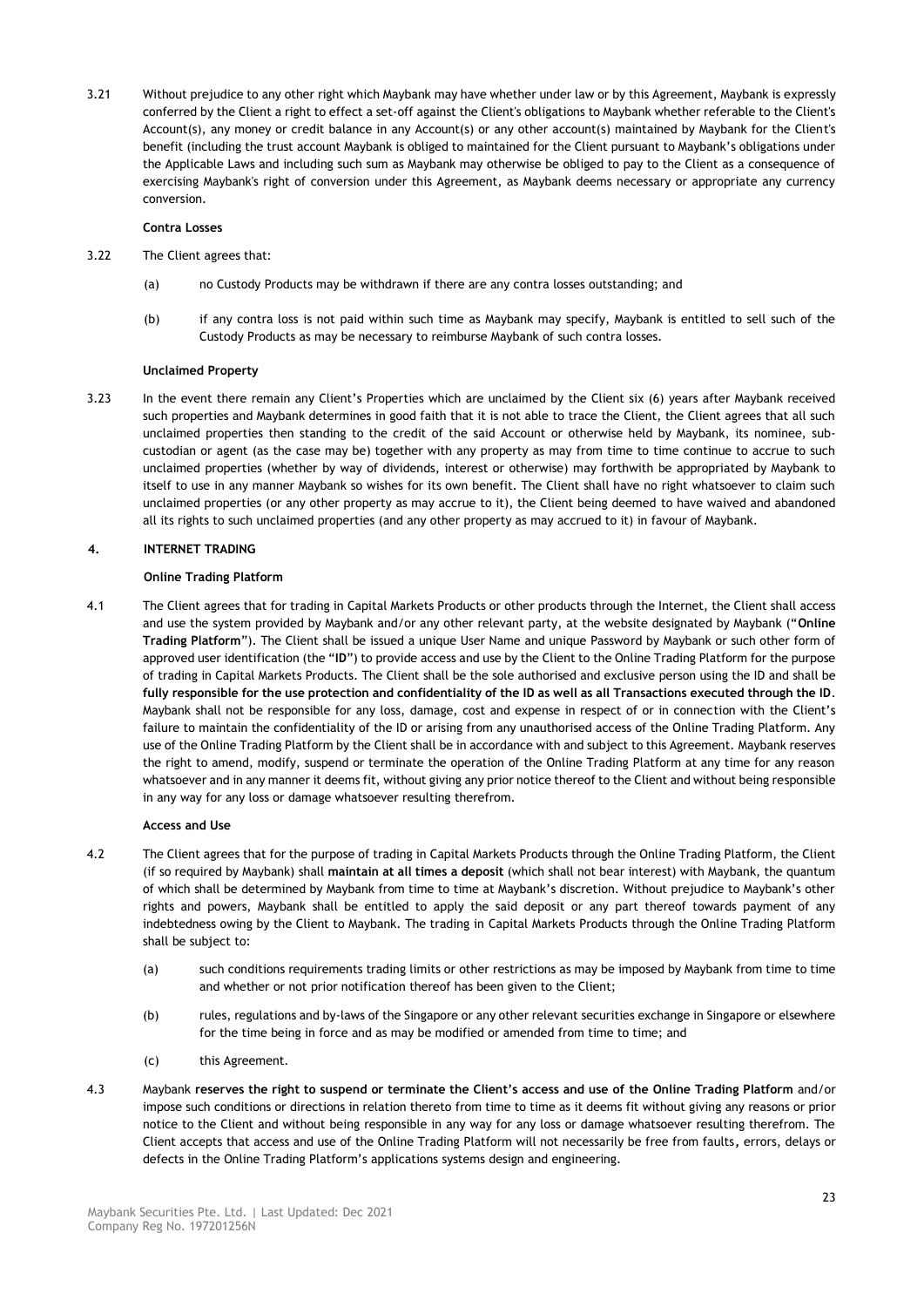3.21 Without prejudice to any other right which Maybank may have whether under law or by this Agreement, Maybank is expressly conferred by the Client a right to effect a set-off against the Client's obligations to Maybank whether referable to the Client's Account(s), any money or credit balance in any Account(s) or any other account(s) maintained by Maybank for the Client's benefit (including the trust account Maybank is obliged to maintained for the Client pursuant to Maybank's obligations under the Applicable Laws and including such sum as Maybank may otherwise be obliged to pay to the Client as a consequence of exercising Maybank's right of conversion under this Agreement, as Maybank deems necessary or appropriate any currency conversion.

**Contra Losses**

3.22 The Client agrees that:

(a) no Custody Products may be withdrawn if there are any contra losses outstanding; and

(b) if any contra loss is not paid within such time as Maybank may specify, Maybank is entitled to sell such of the Custody Products as may be necessary to reimburse Maybank of such contra losses.

**Unclaimed Property**

3.23 In the event there remain any Client's Properties which are unclaimed by the Client six (6) years after Maybank received such properties and Maybank determines in good faith that it is not able to trace the Client, the Client agrees that all such unclaimed properties then standing to the credit of the said Account or otherwise held by Maybank, its nominee, sub-custodian or agent (as the case may be) together with any property as may from time to time continue to accrue to such unclaimed properties (whether by way of dividends, interest or otherwise) may forthwith be appropriated by Maybank to itself to use in any manner Maybank so wishes for its own benefit. The Client shall have no right whatsoever to claim such unclaimed properties (or any other property as may accrue to it), the Client being deemed to have waived and abandoned all its rights to such unclaimed properties (and any other property as may accrued to it) in favour of Maybank.

## 4. INTERNET TRADING

**Online Trading Platform**

4.1 The Client agrees that for trading in Capital Markets Products or other products through the Internet, the Client shall access and use the system provided by Maybank and/or any other relevant party, at the website designated by Maybank ("**Online Trading Platform**"). The Client shall be issued a unique User Name and unique Password by Maybank or such other form of approved user identification (the "**ID**") to provide access and use by the Client to the Online Trading Platform for the purpose of trading in Capital Markets Products. The Client shall be the sole authorised and exclusive person using the ID and shall be **fully responsible for the use protection and confidentiality of the ID as well as all Transactions executed through the ID**. Maybank shall not be responsible for any loss, damage, cost and expense in respect of or in connection with the Client's failure to maintain the confidentiality of the ID or arising from any unauthorised access of the Online Trading Platform. Any use of the Online Trading Platform by the Client shall be in accordance with and subject to this Agreement. Maybank reserves the right to amend, modify, suspend or terminate the operation of the Online Trading Platform at any time for any reason whatsoever and in any manner it deems fit, without giving any prior notice thereof to the Client and without being responsible in any way for any loss or damage whatsoever resulting therefrom.

**Access and Use**

4.2 The Client agrees that for the purpose of trading in Capital Markets Products through the Online Trading Platform, the Client (if so required by Maybank) shall **maintain at all times a deposit** (which shall not bear interest) with Maybank, the quantum of which shall be determined by Maybank from time to time at Maybank's discretion. Without prejudice to Maybank's other rights and powers, Maybank shall be entitled to apply the said deposit or any part thereof towards payment of any indebtedness owing by the Client to Maybank. The trading in Capital Markets Products through the Online Trading Platform shall be subject to:

(a) such conditions requirements trading limits or other restrictions as may be imposed by Maybank from time to time and whether or not prior notification thereof has been given to the Client;

(b) rules, regulations and by-laws of the Singapore or any other relevant securities exchange in Singapore or elsewhere for the time being in force and as may be modified or amended from time to time; and

(c) this Agreement.

4.3 Maybank **reserves the right to suspend or terminate the Client's access and use of the Online Trading Platform** and/or impose such conditions or directions in relation thereto from time to time as it deems fit without giving any reasons or prior notice to the Client and without being responsible in any way for any loss or damage whatsoever resulting therefrom. The Client accepts that access and use of the Online Trading Platform will not necessarily be free from faults, errors, delays or defects in the Online Trading Platform's applications systems design and engineering.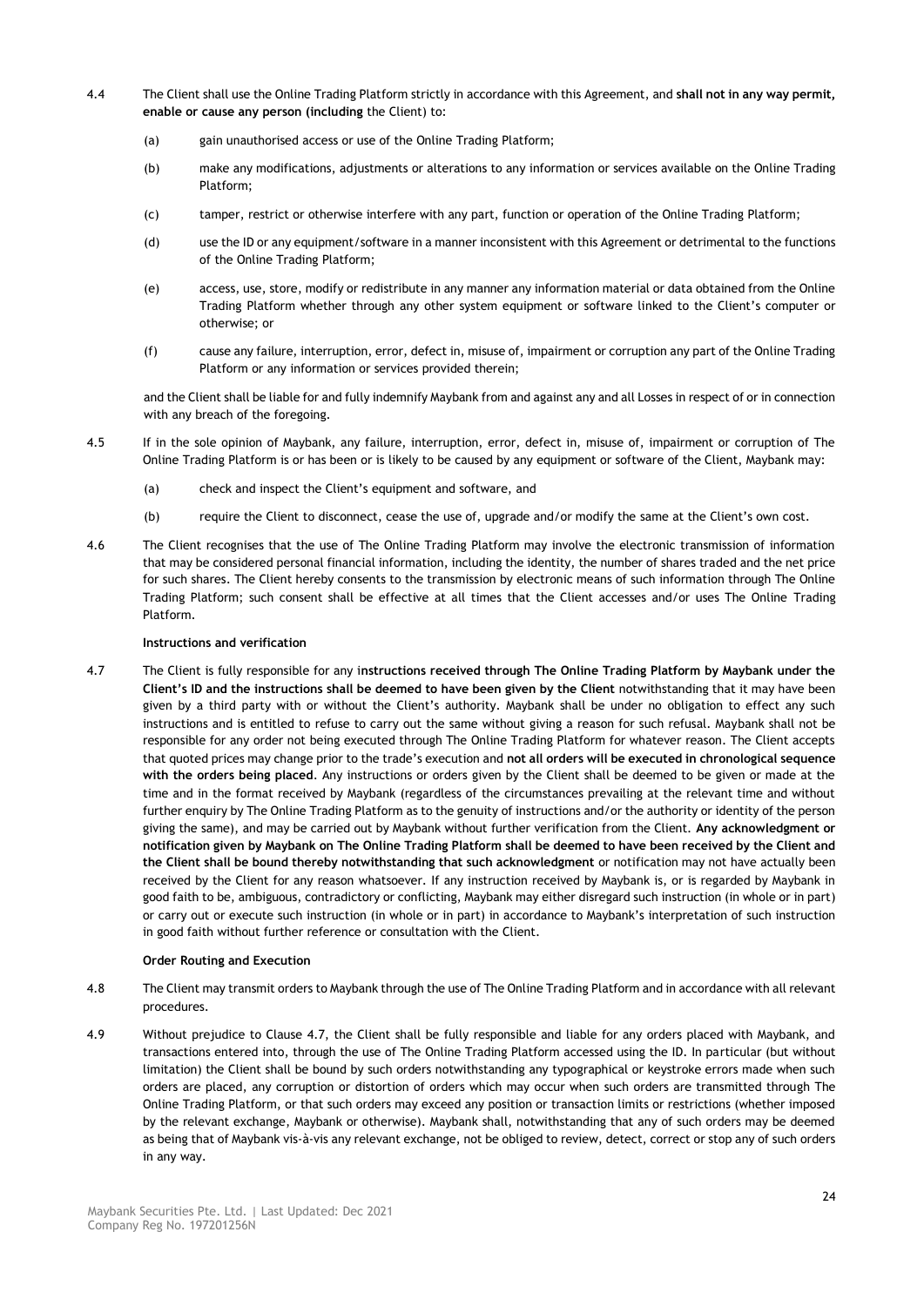4.4 The Client shall use the Online Trading Platform strictly in accordance with this Agreement, and **shall not in any way permit, enable or cause any person (including** the Client) to:

(a) gain unauthorised access or use of the Online Trading Platform;

(b) make any modifications, adjustments or alterations to any information or services available on the Online Trading Platform;

(c) tamper, restrict or otherwise interfere with any part, function or operation of the Online Trading Platform;

(d) use the ID or any equipment/software in a manner inconsistent with this Agreement or detrimental to the functions of the Online Trading Platform;

(e) access, use, store, modify or redistribute in any manner any information material or data obtained from the Online Trading Platform whether through any other system equipment or software linked to the Client's computer or otherwise; or

(f) cause any failure, interruption, error, defect in, misuse of, impairment or corruption any part of the Online Trading Platform or any information or services provided therein;

and the Client shall be liable for and fully indemnify Maybank from and against any and all Losses in respect of or in connection with any breach of the foregoing.

4.5 If in the sole opinion of Maybank, any failure, interruption, error, defect in, misuse of, impairment or corruption of The Online Trading Platform is or has been or is likely to be caused by any equipment or software of the Client, Maybank may:

(a) check and inspect the Client's equipment and software, and

(b) require the Client to disconnect, cease the use of, upgrade and/or modify the same at the Client's own cost.

4.6 The Client recognises that the use of The Online Trading Platform may involve the electronic transmission of information that may be considered personal financial information, including the identity, the number of shares traded and the net price for such shares. The Client hereby consents to the transmission by electronic means of such information through The Online Trading Platform; such consent shall be effective at all times that the Client accesses and/or uses The Online Trading Platform.

**Instructions and verification**

4.7 The Client is fully responsible for any i**nstructions received through The Online Trading Platform by Maybank under the Client's ID and the instructions shall be deemed to have been given by the Client** notwithstanding that it may have been given by a third party with or without the Client's authority. Maybank shall be under no obligation to effect any such instructions and is entitled to refuse to carry out the same without giving a reason for such refusal. Maybank shall not be responsible for any order not being executed through The Online Trading Platform for whatever reason. The Client accepts that quoted prices may change prior to the trade's execution and **not all orders will be executed in chronological sequence with the orders being placed**. Any instructions or orders given by the Client shall be deemed to be given or made at the time and in the format received by Maybank (regardless of the circumstances prevailing at the relevant time and without further enquiry by The Online Trading Platform as to the genuity of instructions and/or the authority or identity of the person giving the same), and may be carried out by Maybank without further verification from the Client. **Any acknowledgment or notification given by Maybank on The Online Trading Platform shall be deemed to have been received by the Client and the Client shall be bound thereby notwithstanding that such acknowledgment** or notification may not have actually been received by the Client for any reason whatsoever. If any instruction received by Maybank is, or is regarded by Maybank in good faith to be, ambiguous, contradictory or conflicting, Maybank may either disregard such instruction (in whole or in part) or carry out or execute such instruction (in whole or in part) in accordance to Maybank's interpretation of such instruction in good faith without further reference or consultation with the Client.

**Order Routing and Execution**

4.8 The Client may transmit orders to Maybank through the use of The Online Trading Platform and in accordance with all relevant procedures.

4.9 Without prejudice to Clause 4.7, the Client shall be fully responsible and liable for any orders placed with Maybank, and transactions entered into, through the use of The Online Trading Platform accessed using the ID. In particular (but without limitation) the Client shall be bound by such orders notwithstanding any typographical or keystroke errors made when such orders are placed, any corruption or distortion of orders which may occur when such orders are transmitted through The Online Trading Platform, or that such orders may exceed any position or transaction limits or restrictions (whether imposed by the relevant exchange, Maybank or otherwise). Maybank shall, notwithstanding that any of such orders may be deemed as being that of Maybank vis-à-vis any relevant exchange, not be obliged to review, detect, correct or stop any of such orders in any way.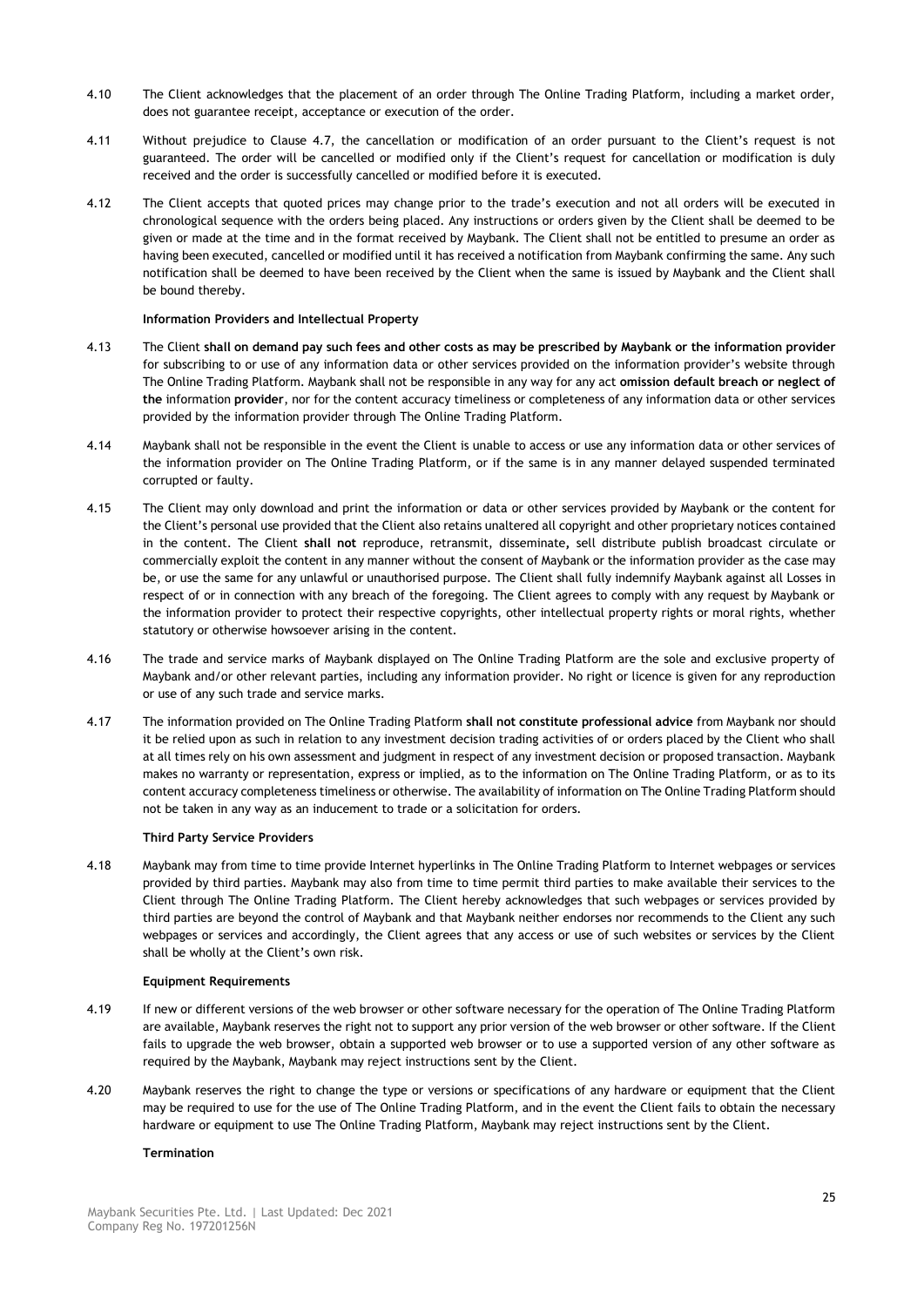4.10 The Client acknowledges that the placement of an order through The Online Trading Platform, including a market order, does not guarantee receipt, acceptance or execution of the order.

4.11 Without prejudice to Clause 4.7, the cancellation or modification of an order pursuant to the Client's request is not guaranteed. The order will be cancelled or modified only if the Client's request for cancellation or modification is duly received and the order is successfully cancelled or modified before it is executed.

4.12 The Client accepts that quoted prices may change prior to the trade's execution and not all orders will be executed in chronological sequence with the orders being placed. Any instructions or orders given by the Client shall be deemed to be given or made at the time and in the format received by Maybank. The Client shall not be entitled to presume an order as having been executed, cancelled or modified until it has received a notification from Maybank confirming the same. Any such notification shall be deemed to have been received by the Client when the same is issued by Maybank and the Client shall be bound thereby.

**Information Providers and Intellectual Property**

4.13 The Client **shall on demand pay such fees and other costs as may be prescribed by Maybank or the information provider** for subscribing to or use of any information data or other services provided on the information provider's website through The Online Trading Platform. Maybank shall not be responsible in any way for any act **omission default breach or neglect of the** information **provider**, nor for the content accuracy timeliness or completeness of any information data or other services provided by the information provider through The Online Trading Platform.

4.14 Maybank shall not be responsible in the event the Client is unable to access or use any information data or other services of the information provider on The Online Trading Platform, or if the same is in any manner delayed suspended terminated corrupted or faulty.

4.15 The Client may only download and print the information or data or other services provided by Maybank or the content for the Client's personal use provided that the Client also retains unaltered all copyright and other proprietary notices contained in the content. The Client **shall not** reproduce, retransmit, disseminate, sell distribute publish broadcast circulate or commercially exploit the content in any manner without the consent of Maybank or the information provider as the case may be, or use the same for any unlawful or unauthorised purpose. The Client shall fully indemnify Maybank against all Losses in respect of or in connection with any breach of the foregoing. The Client agrees to comply with any request by Maybank or the information provider to protect their respective copyrights, other intellectual property rights or moral rights, whether statutory or otherwise howsoever arising in the content.

4.16 The trade and service marks of Maybank displayed on The Online Trading Platform are the sole and exclusive property of Maybank and/or other relevant parties, including any information provider. No right or licence is given for any reproduction or use of any such trade and service marks.

4.17 The information provided on The Online Trading Platform **shall not constitute professional advice** from Maybank nor should it be relied upon as such in relation to any investment decision trading activities of or orders placed by the Client who shall at all times rely on his own assessment and judgment in respect of any investment decision or proposed transaction. Maybank makes no warranty or representation, express or implied, as to the information on The Online Trading Platform, or as to its content accuracy completeness timeliness or otherwise. The availability of information on The Online Trading Platform should not be taken in any way as an inducement to trade or a solicitation for orders.

**Third Party Service Providers**

4.18 Maybank may from time to time provide Internet hyperlinks in The Online Trading Platform to Internet webpages or services provided by third parties. Maybank may also from time to time permit third parties to make available their services to the Client through The Online Trading Platform. The Client hereby acknowledges that such webpages or services provided by third parties are beyond the control of Maybank and that Maybank neither endorses nor recommends to the Client any such webpages or services and accordingly, the Client agrees that any access or use of such websites or services by the Client shall be wholly at the Client's own risk.

**Equipment Requirements**

4.19 If new or different versions of the web browser or other software necessary for the operation of The Online Trading Platform are available, Maybank reserves the right not to support any prior version of the web browser or other software. If the Client fails to upgrade the web browser, obtain a supported web browser or to use a supported version of any other software as required by the Maybank, Maybank may reject instructions sent by the Client.

4.20 Maybank reserves the right to change the type or versions or specifications of any hardware or equipment that the Client may be required to use for the use of The Online Trading Platform, and in the event the Client fails to obtain the necessary hardware or equipment to use The Online Trading Platform, Maybank may reject instructions sent by the Client.

**Termination**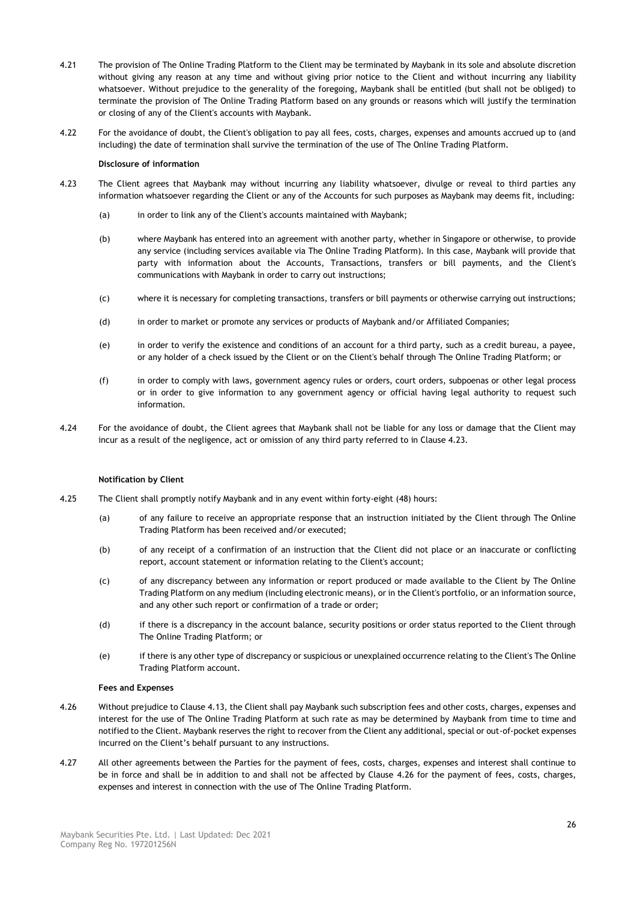4.21 The provision of The Online Trading Platform to the Client may be terminated by Maybank in its sole and absolute discretion without giving any reason at any time and without giving prior notice to the Client and without incurring any liability whatsoever. Without prejudice to the generality of the foregoing, Maybank shall be entitled (but shall not be obliged) to terminate the provision of The Online Trading Platform based on any grounds or reasons which will justify the termination or closing of any of the Client's accounts with Maybank.

4.22 For the avoidance of doubt, the Client's obligation to pay all fees, costs, charges, expenses and amounts accrued up to (and including) the date of termination shall survive the termination of the use of The Online Trading Platform.

**Disclosure of information**

4.23 The Client agrees that Maybank may without incurring any liability whatsoever, divulge or reveal to third parties any information whatsoever regarding the Client or any of the Accounts for such purposes as Maybank may deems fit, including:

(a) in order to link any of the Client's accounts maintained with Maybank;

(b) where Maybank has entered into an agreement with another party, whether in Singapore or otherwise, to provide any service (including services available via The Online Trading Platform). In this case, Maybank will provide that party with information about the Accounts, Transactions, transfers or bill payments, and the Client's communications with Maybank in order to carry out instructions;

(c) where it is necessary for completing transactions, transfers or bill payments or otherwise carrying out instructions;

(d) in order to market or promote any services or products of Maybank and/or Affiliated Companies;

(e) in order to verify the existence and conditions of an account for a third party, such as a credit bureau, a payee, or any holder of a check issued by the Client or on the Client's behalf through The Online Trading Platform; or

(f) in order to comply with laws, government agency rules or orders, court orders, subpoenas or other legal process or in order to give information to any government agency or official having legal authority to request such information.

4.24 For the avoidance of doubt, the Client agrees that Maybank shall not be liable for any loss or damage that the Client may incur as a result of the negligence, act or omission of any third party referred to in Clause 4.23.

**Notification by Client**

4.25 The Client shall promptly notify Maybank and in any event within forty-eight (48) hours:

(a) of any failure to receive an appropriate response that an instruction initiated by the Client through The Online Trading Platform has been received and/or executed;

(b) of any receipt of a confirmation of an instruction that the Client did not place or an inaccurate or conflicting report, account statement or information relating to the Client's account;

(c) of any discrepancy between any information or report produced or made available to the Client by The Online Trading Platform on any medium (including electronic means), or in the Client's portfolio, or an information source, and any other such report or confirmation of a trade or order;

(d) if there is a discrepancy in the account balance, security positions or order status reported to the Client through The Online Trading Platform; or

(e) if there is any other type of discrepancy or suspicious or unexplained occurrence relating to the Client's The Online Trading Platform account.

**Fees and Expenses**

4.26 Without prejudice to Clause 4.13, the Client shall pay Maybank such subscription fees and other costs, charges, expenses and interest for the use of The Online Trading Platform at such rate as may be determined by Maybank from time to time and notified to the Client. Maybank reserves the right to recover from the Client any additional, special or out-of-pocket expenses incurred on the Client's behalf pursuant to any instructions.

4.27 All other agreements between the Parties for the payment of fees, costs, charges, expenses and interest shall continue to be in force and shall be in addition to and shall not be affected by Clause 4.26 for the payment of fees, costs, charges, expenses and interest in connection with the use of The Online Trading Platform.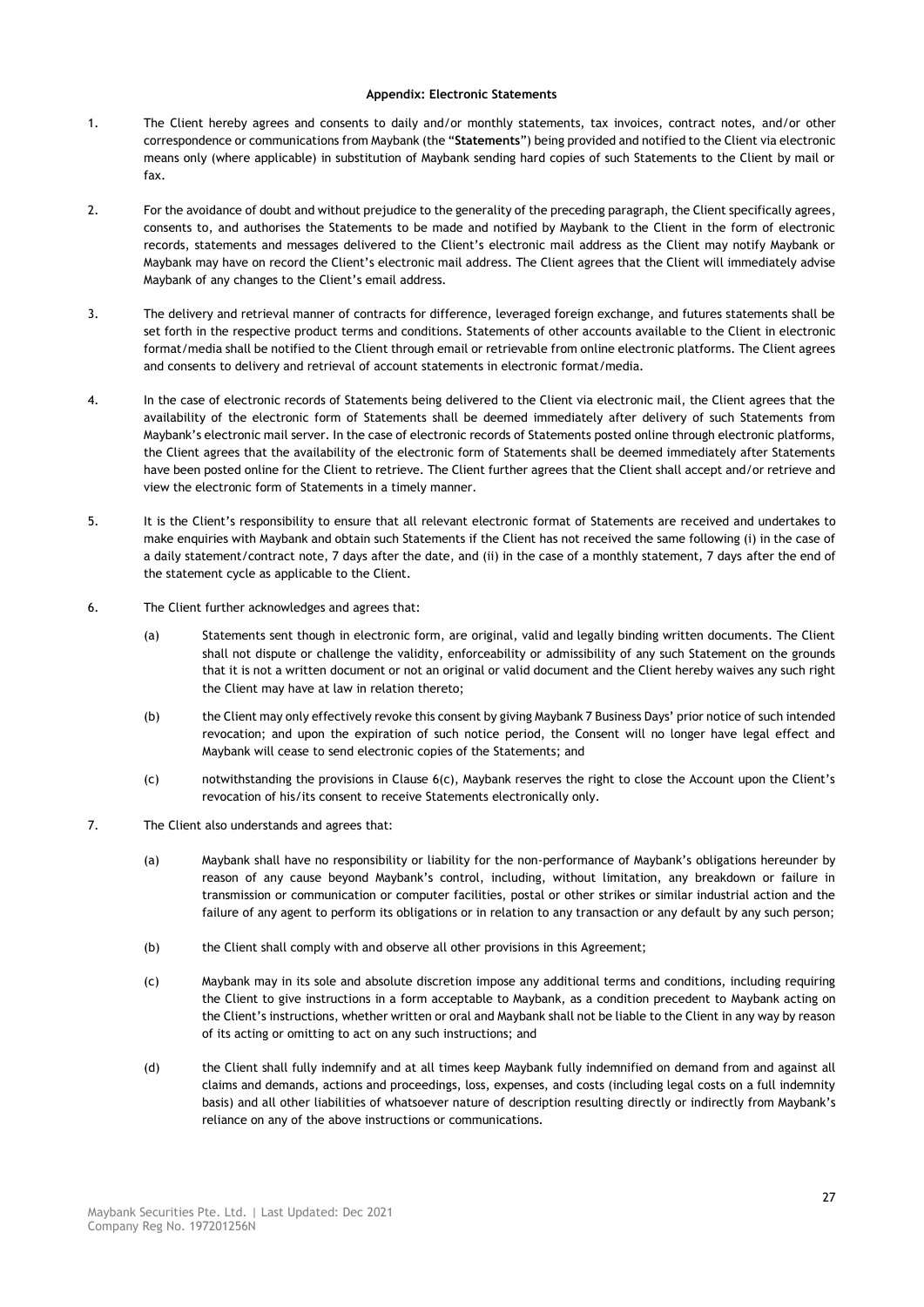**Appendix: Electronic Statements**

1. The Client hereby agrees and consents to daily and/or monthly statements, tax invoices, contract notes, and/or other correspondence or communications from Maybank (the "**Statements**") being provided and notified to the Client via electronic means only (where applicable) in substitution of Maybank sending hard copies of such Statements to the Client by mail or fax.

2. For the avoidance of doubt and without prejudice to the generality of the preceding paragraph, the Client specifically agrees, consents to, and authorises the Statements to be made and notified by Maybank to the Client in the form of electronic records, statements and messages delivered to the Client's electronic mail address as the Client may notify Maybank or Maybank may have on record the Client's electronic mail address. The Client agrees that the Client will immediately advise Maybank of any changes to the Client's email address.

3. The delivery and retrieval manner of contracts for difference, leveraged foreign exchange, and futures statements shall be set forth in the respective product terms and conditions. Statements of other accounts available to the Client in electronic format/media shall be notified to the Client through email or retrievable from online electronic platforms. The Client agrees and consents to delivery and retrieval of account statements in electronic format/media.

4. In the case of electronic records of Statements being delivered to the Client via electronic mail, the Client agrees that the availability of the electronic form of Statements shall be deemed immediately after delivery of such Statements from Maybank's electronic mail server. In the case of electronic records of Statements posted online through electronic platforms, the Client agrees that the availability of the electronic form of Statements shall be deemed immediately after Statements have been posted online for the Client to retrieve. The Client further agrees that the Client shall accept and/or retrieve and view the electronic form of Statements in a timely manner.

5. It is the Client's responsibility to ensure that all relevant electronic format of Statements are received and undertakes to make enquiries with Maybank and obtain such Statements if the Client has not received the same following (i) in the case of a daily statement/contract note, 7 days after the date, and (ii) in the case of a monthly statement, 7 days after the end of the statement cycle as applicable to the Client.

6. The Client further acknowledges and agrees that:

   (a) Statements sent though in electronic form, are original, valid and legally binding written documents. The Client shall not dispute or challenge the validity, enforceability or admissibility of any such Statement on the grounds that it is not a written document or not an original or valid document and the Client hereby waives any such right the Client may have at law in relation thereto;

   (b) the Client may only effectively revoke this consent by giving Maybank 7 Business Days' prior notice of such intended revocation; and upon the expiration of such notice period, the Consent will no longer have legal effect and Maybank will cease to send electronic copies of the Statements; and

   (c) notwithstanding the provisions in Clause 6(c), Maybank reserves the right to close the Account upon the Client's revocation of his/its consent to receive Statements electronically only.

7. The Client also understands and agrees that:

   (a) Maybank shall have no responsibility or liability for the non-performance of Maybank's obligations hereunder by reason of any cause beyond Maybank's control, including, without limitation, any breakdown or failure in transmission or communication or computer facilities, postal or other strikes or similar industrial action and the failure of any agent to perform its obligations or in relation to any transaction or any default by any such person;

   (b) the Client shall comply with and observe all other provisions in this Agreement;

   (c) Maybank may in its sole and absolute discretion impose any additional terms and conditions, including requiring the Client to give instructions in a form acceptable to Maybank, as a condition precedent to Maybank acting on the Client's instructions, whether written or oral and Maybank shall not be liable to the Client in any way by reason of its acting or omitting to act on any such instructions; and

   (d) the Client shall fully indemnify and at all times keep Maybank fully indemnified on demand from and against all claims and demands, actions and proceedings, loss, expenses, and costs (including legal costs on a full indemnity basis) and all other liabilities of whatsoever nature of description resulting directly or indirectly from Maybank's reliance on any of the above instructions or communications.